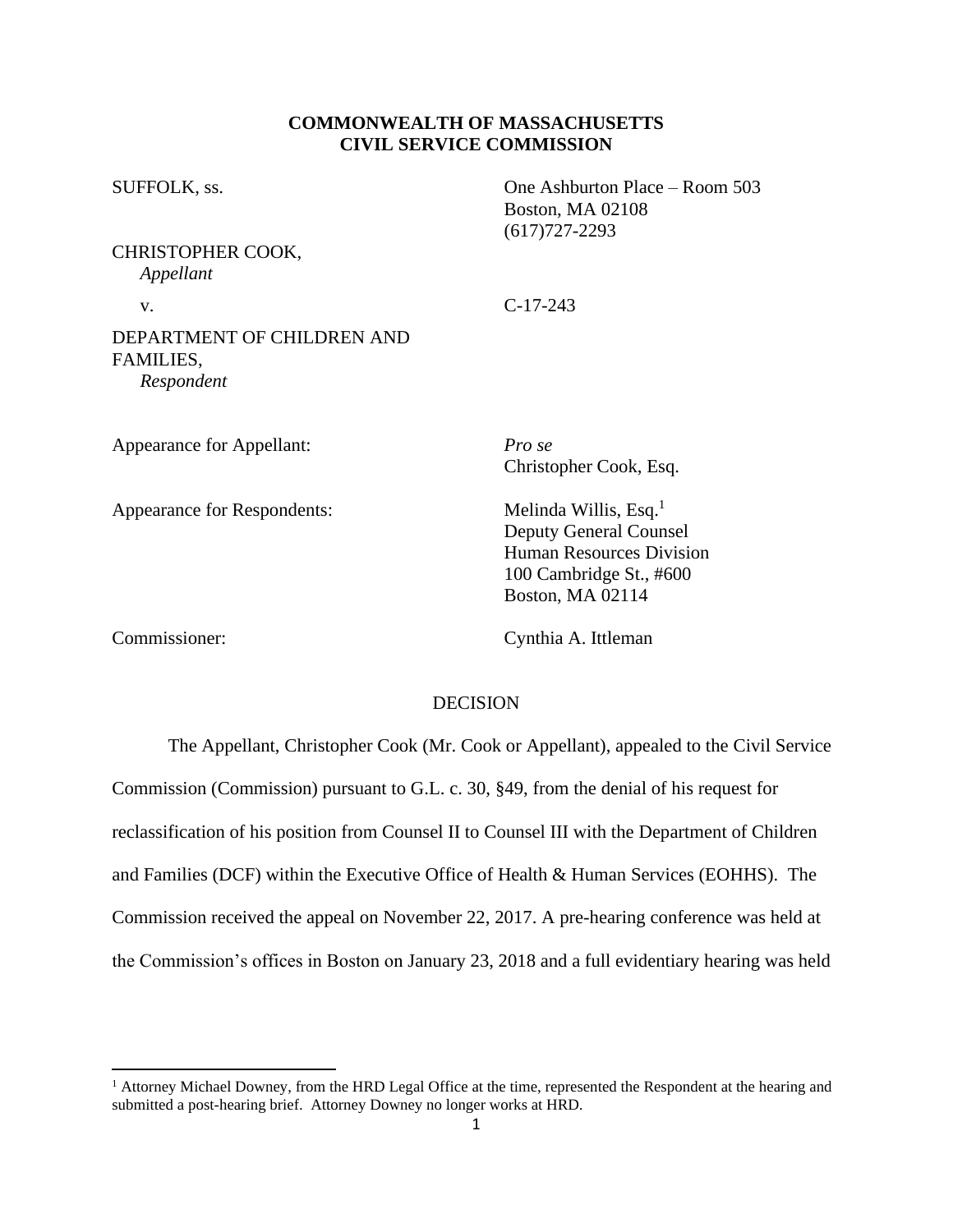**COMMONWEALTH OF MASSACHUSETTS**
**CIVIL SERVICE COMMISSION**

SUFFOLK, ss.

One Ashburton Place – Room 503
Boston, MA 02108
(617)727-2293

CHRISTOPHER COOK,
*Appellant*

v.

C-17-243

DEPARTMENT OF CHILDREN AND FAMILIES,
*Respondent*

Appearance for Appellant: *Pro se*
Christopher Cook, Esq.

Appearance for Respondents: Melinda Willis, Esq.[1]
Deputy General Counsel
Human Resources Division
100 Cambridge St., #600
Boston, MA 02114

Commissioner: Cynthia A. Ittleman

DECISION

The Appellant, Christopher Cook (Mr. Cook or Appellant), appealed to the Civil Service Commission (Commission) pursuant to G.L. c. 30, §49, from the denial of his request for reclassification of his position from Counsel II to Counsel III with the Department of Children and Families (DCF) within the Executive Office of Health & Human Services (EOHHS). The Commission received the appeal on November 22, 2017. A pre-hearing conference was held at the Commission's offices in Boston on January 23, 2018 and a full evidentiary hearing was held

---

[1] Attorney Michael Downey, from the HRD Legal Office at the time, represented the Respondent at the hearing and submitted a post-hearing brief. Attorney Downey no longer works at HRD.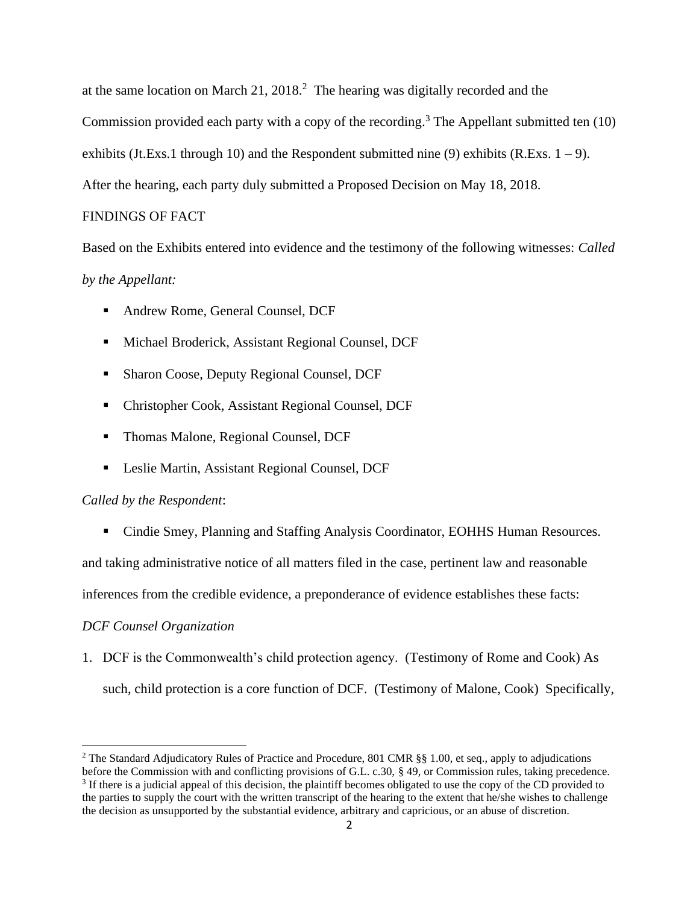at the same location on March 21, 2018.[2] The hearing was digitally recorded and the Commission provided each party with a copy of the recording.[3] The Appellant submitted ten (10) exhibits (Jt.Exs.1 through 10) and the Respondent submitted nine (9) exhibits (R.Exs. 1 – 9). After the hearing, each party duly submitted a Proposed Decision on May 18, 2018.

FINDINGS OF FACT

Based on the Exhibits entered into evidence and the testimony of the following witnesses: *Called by the Appellant:*

- Andrew Rome, General Counsel, DCF
- Michael Broderick, Assistant Regional Counsel, DCF
- Sharon Coose, Deputy Regional Counsel, DCF
- Christopher Cook, Assistant Regional Counsel, DCF
- Thomas Malone, Regional Counsel, DCF
- Leslie Martin, Assistant Regional Counsel, DCF

*Called by the Respondent*:

- Cindie Smey, Planning and Staffing Analysis Coordinator, EOHHS Human Resources.

and taking administrative notice of all matters filed in the case, pertinent law and reasonable inferences from the credible evidence, a preponderance of evidence establishes these facts:

*DCF Counsel Organization*

1. DCF is the Commonwealth's child protection agency. (Testimony of Rome and Cook) As such, child protection is a core function of DCF. (Testimony of Malone, Cook) Specifically,

---

[2] The Standard Adjudicatory Rules of Practice and Procedure, 801 CMR §§ 1.00, et seq., apply to adjudications before the Commission with and conflicting provisions of G.L. c.30, § 49, or Commission rules, taking precedence.

[3] If there is a judicial appeal of this decision, the plaintiff becomes obligated to use the copy of the CD provided to the parties to supply the court with the written transcript of the hearing to the extent that he/she wishes to challenge the decision as unsupported by the substantial evidence, arbitrary and capricious, or an abuse of discretion.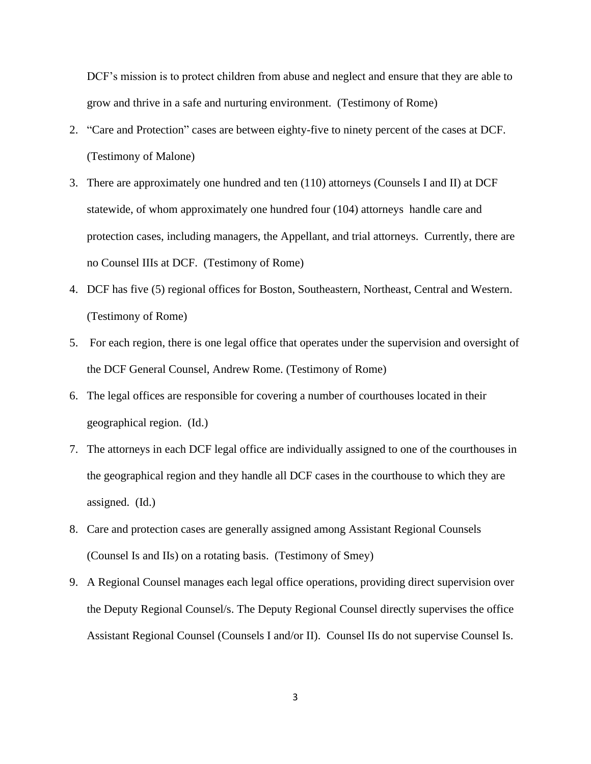DCF's mission is to protect children from abuse and neglect and ensure that they are able to grow and thrive in a safe and nurturing environment. (Testimony of Rome)

2. "Care and Protection" cases are between eighty-five to ninety percent of the cases at DCF. (Testimony of Malone)
3. There are approximately one hundred and ten (110) attorneys (Counsels I and II) at DCF statewide, of whom approximately one hundred four (104) attorneys handle care and protection cases, including managers, the Appellant, and trial attorneys. Currently, there are no Counsel IIIs at DCF. (Testimony of Rome)
4. DCF has five (5) regional offices for Boston, Southeastern, Northeast, Central and Western. (Testimony of Rome)
5. For each region, there is one legal office that operates under the supervision and oversight of the DCF General Counsel, Andrew Rome. (Testimony of Rome)
6. The legal offices are responsible for covering a number of courthouses located in their geographical region. (Id.)
7. The attorneys in each DCF legal office are individually assigned to one of the courthouses in the geographical region and they handle all DCF cases in the courthouse to which they are assigned. (Id.)
8. Care and protection cases are generally assigned among Assistant Regional Counsels (Counsel Is and IIs) on a rotating basis. (Testimony of Smey)
9. A Regional Counsel manages each legal office operations, providing direct supervision over the Deputy Regional Counsel/s. The Deputy Regional Counsel directly supervises the office Assistant Regional Counsel (Counsels I and/or II). Counsel IIs do not supervise Counsel Is.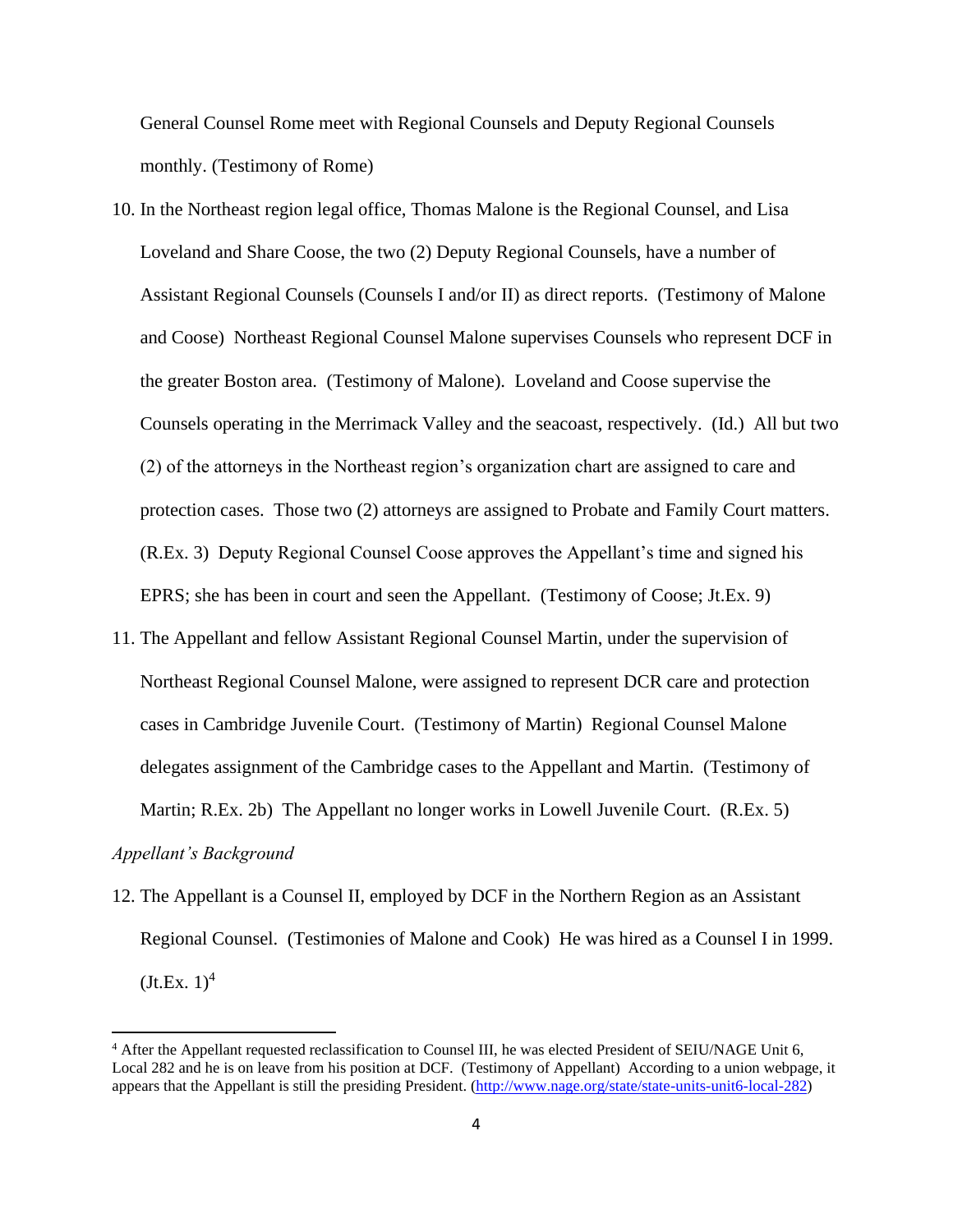General Counsel Rome meet with Regional Counsels and Deputy Regional Counsels monthly. (Testimony of Rome)

10. In the Northeast region legal office, Thomas Malone is the Regional Counsel, and Lisa Loveland and Share Coose, the two (2) Deputy Regional Counsels, have a number of Assistant Regional Counsels (Counsels I and/or II) as direct reports. (Testimony of Malone and Coose) Northeast Regional Counsel Malone supervises Counsels who represent DCF in the greater Boston area. (Testimony of Malone). Loveland and Coose supervise the Counsels operating in the Merrimack Valley and the seacoast, respectively. (Id.) All but two (2) of the attorneys in the Northeast region's organization chart are assigned to care and protection cases. Those two (2) attorneys are assigned to Probate and Family Court matters. (R.Ex. 3) Deputy Regional Counsel Coose approves the Appellant's time and signed his EPRS; she has been in court and seen the Appellant. (Testimony of Coose; Jt.Ex. 9)

11. The Appellant and fellow Assistant Regional Counsel Martin, under the supervision of Northeast Regional Counsel Malone, were assigned to represent DCR care and protection cases in Cambridge Juvenile Court. (Testimony of Martin) Regional Counsel Malone delegates assignment of the Cambridge cases to the Appellant and Martin. (Testimony of Martin; R.Ex. 2b) The Appellant no longer works in Lowell Juvenile Court. (R.Ex. 5)

*Appellant's Background*

12. The Appellant is a Counsel II, employed by DCF in the Northern Region as an Assistant Regional Counsel. (Testimonies of Malone and Cook) He was hired as a Counsel I in 1999. (Jt.Ex. 1)[4]

[4] After the Appellant requested reclassification to Counsel III, he was elected President of SEIU/NAGE Unit 6, Local 282 and he is on leave from his position at DCF. (Testimony of Appellant) According to a union webpage, it appears that the Appellant is still the presiding President. (http://www.nage.org/state/state-units-unit6-local-282)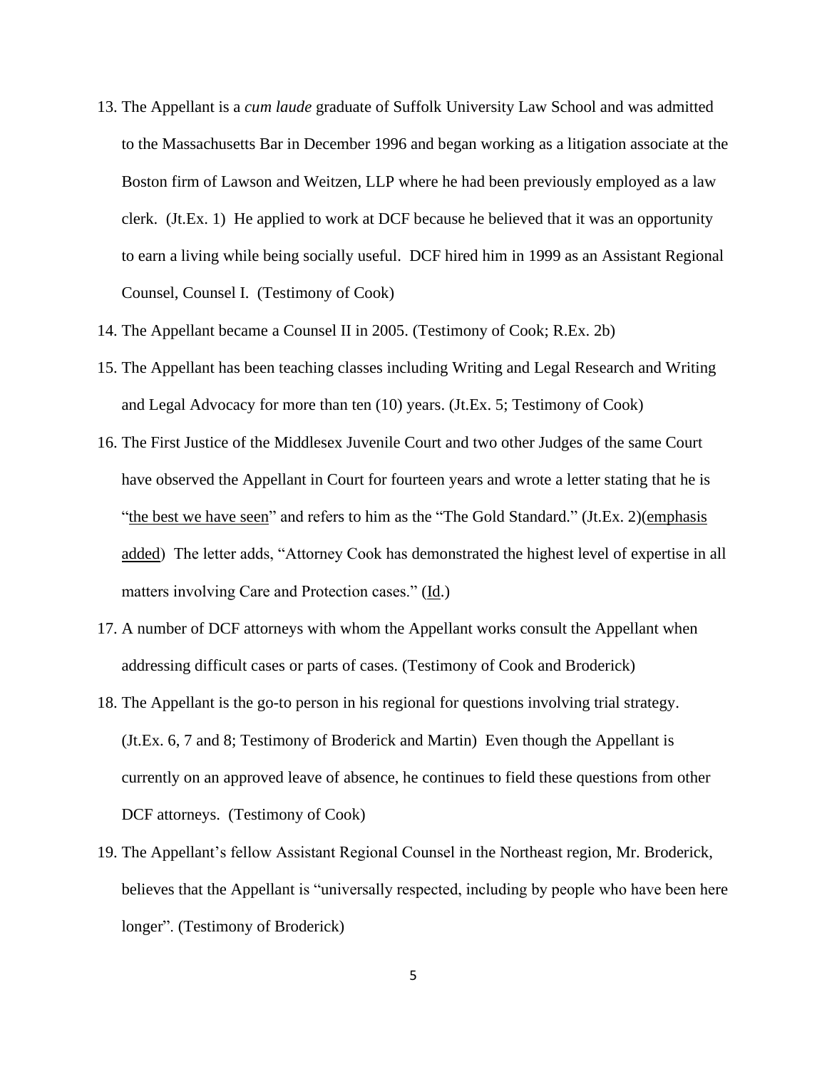13. The Appellant is a *cum laude* graduate of Suffolk University Law School and was admitted to the Massachusetts Bar in December 1996 and began working as a litigation associate at the Boston firm of Lawson and Weitzen, LLP where he had been previously employed as a law clerk. (Jt.Ex. 1) He applied to work at DCF because he believed that it was an opportunity to earn a living while being socially useful. DCF hired him in 1999 as an Assistant Regional Counsel, Counsel I. (Testimony of Cook)
14. The Appellant became a Counsel II in 2005. (Testimony of Cook; R.Ex. 2b)
15. The Appellant has been teaching classes including Writing and Legal Research and Writing and Legal Advocacy for more than ten (10) years. (Jt.Ex. 5; Testimony of Cook)
16. The First Justice of the Middlesex Juvenile Court and two other Judges of the same Court have observed the Appellant in Court for fourteen years and wrote a letter stating that he is "<u>the best we have seen</u>" and refers to him as the "The Gold Standard." (Jt.Ex. 2)(<u>emphasis added</u>) The letter adds, "Attorney Cook has demonstrated the highest level of expertise in all matters involving Care and Protection cases." (<u>Id</u>.)
17. A number of DCF attorneys with whom the Appellant works consult the Appellant when addressing difficult cases or parts of cases. (Testimony of Cook and Broderick)
18. The Appellant is the go-to person in his regional for questions involving trial strategy. (Jt.Ex. 6, 7 and 8; Testimony of Broderick and Martin) Even though the Appellant is currently on an approved leave of absence, he continues to field these questions from other DCF attorneys. (Testimony of Cook)
19. The Appellant's fellow Assistant Regional Counsel in the Northeast region, Mr. Broderick, believes that the Appellant is "universally respected, including by people who have been here longer". (Testimony of Broderick)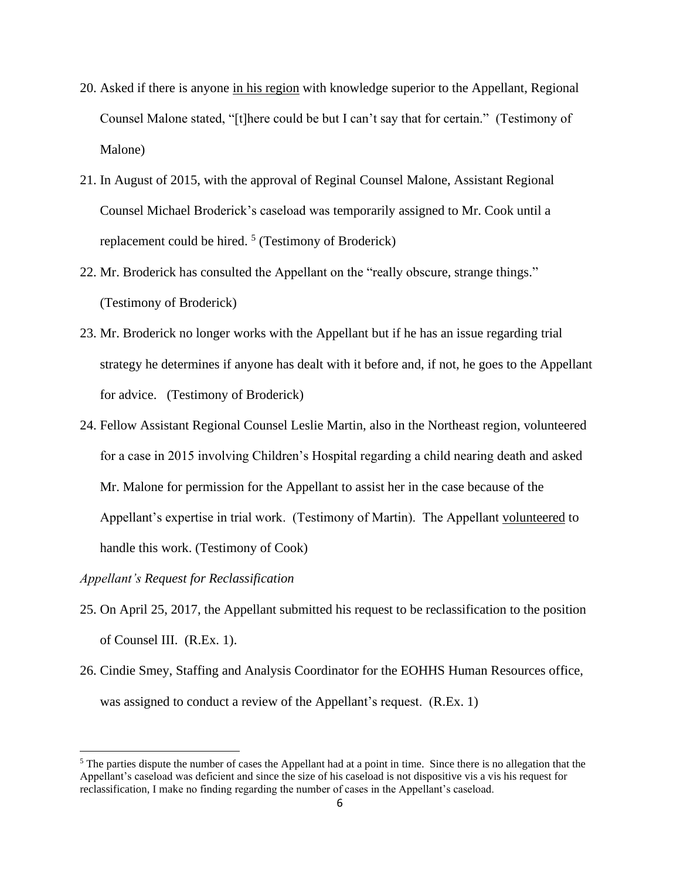20. Asked if there is anyone <u>in his region</u> with knowledge superior to the Appellant, Regional Counsel Malone stated, "[t]here could be but I can't say that for certain." (Testimony of Malone)

21. In August of 2015, with the approval of Reginal Counsel Malone, Assistant Regional Counsel Michael Broderick's caseload was temporarily assigned to Mr. Cook until a replacement could be hired. [5] (Testimony of Broderick)

22. Mr. Broderick has consulted the Appellant on the "really obscure, strange things." (Testimony of Broderick)

23. Mr. Broderick no longer works with the Appellant but if he has an issue regarding trial strategy he determines if anyone has dealt with it before and, if not, he goes to the Appellant for advice. (Testimony of Broderick)

24. Fellow Assistant Regional Counsel Leslie Martin, also in the Northeast region, volunteered for a case in 2015 involving Children's Hospital regarding a child nearing death and asked Mr. Malone for permission for the Appellant to assist her in the case because of the Appellant's expertise in trial work. (Testimony of Martin). The Appellant <u>volunteered</u> to handle this work. (Testimony of Cook)

*Appellant's Request for Reclassification*

25. On April 25, 2017, the Appellant submitted his request to be reclassification to the position of Counsel III. (R.Ex. 1).

26. Cindie Smey, Staffing and Analysis Coordinator for the EOHHS Human Resources office, was assigned to conduct a review of the Appellant's request. (R.Ex. 1)

---

[5] The parties dispute the number of cases the Appellant had at a point in time. Since there is no allegation that the Appellant's caseload was deficient and since the size of his caseload is not dispositive vis a vis his request for reclassification, I make no finding regarding the number of cases in the Appellant's caseload.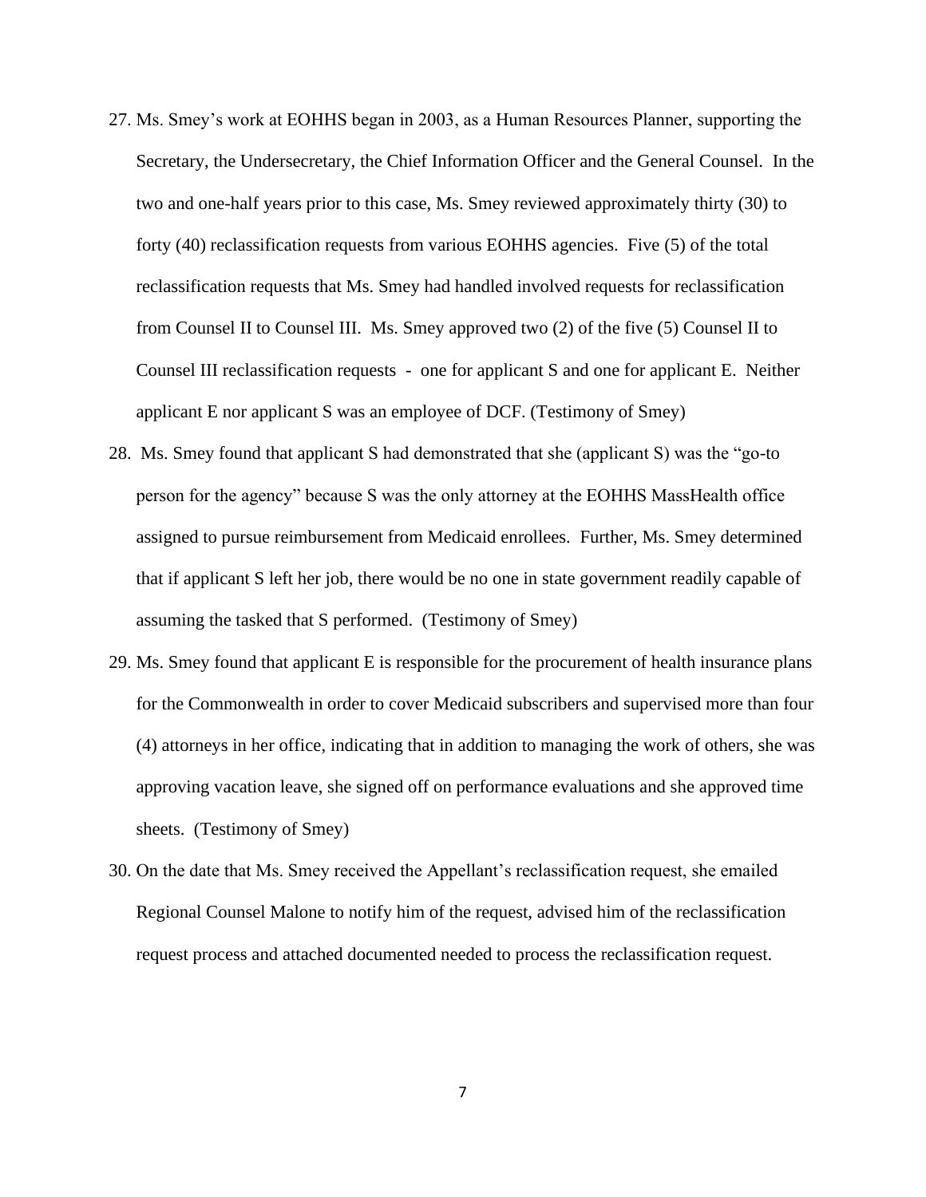27. Ms. Smey's work at EOHHS began in 2003, as a Human Resources Planner, supporting the Secretary, the Undersecretary, the Chief Information Officer and the General Counsel. In the two and one-half years prior to this case, Ms. Smey reviewed approximately thirty (30) to forty (40) reclassification requests from various EOHHS agencies. Five (5) of the total reclassification requests that Ms. Smey had handled involved requests for reclassification from Counsel II to Counsel III. Ms. Smey approved two (2) of the five (5) Counsel II to Counsel III reclassification requests - one for applicant S and one for applicant E. Neither applicant E nor applicant S was an employee of DCF. (Testimony of Smey)

28. Ms. Smey found that applicant S had demonstrated that she (applicant S) was the "go-to person for the agency" because S was the only attorney at the EOHHS MassHealth office assigned to pursue reimbursement from Medicaid enrollees. Further, Ms. Smey determined that if applicant S left her job, there would be no one in state government readily capable of assuming the tasked that S performed. (Testimony of Smey)

29. Ms. Smey found that applicant E is responsible for the procurement of health insurance plans for the Commonwealth in order to cover Medicaid subscribers and supervised more than four (4) attorneys in her office, indicating that in addition to managing the work of others, she was approving vacation leave, she signed off on performance evaluations and she approved time sheets. (Testimony of Smey)

30. On the date that Ms. Smey received the Appellant's reclassification request, she emailed Regional Counsel Malone to notify him of the request, advised him of the reclassification request process and attached documented needed to process the reclassification request.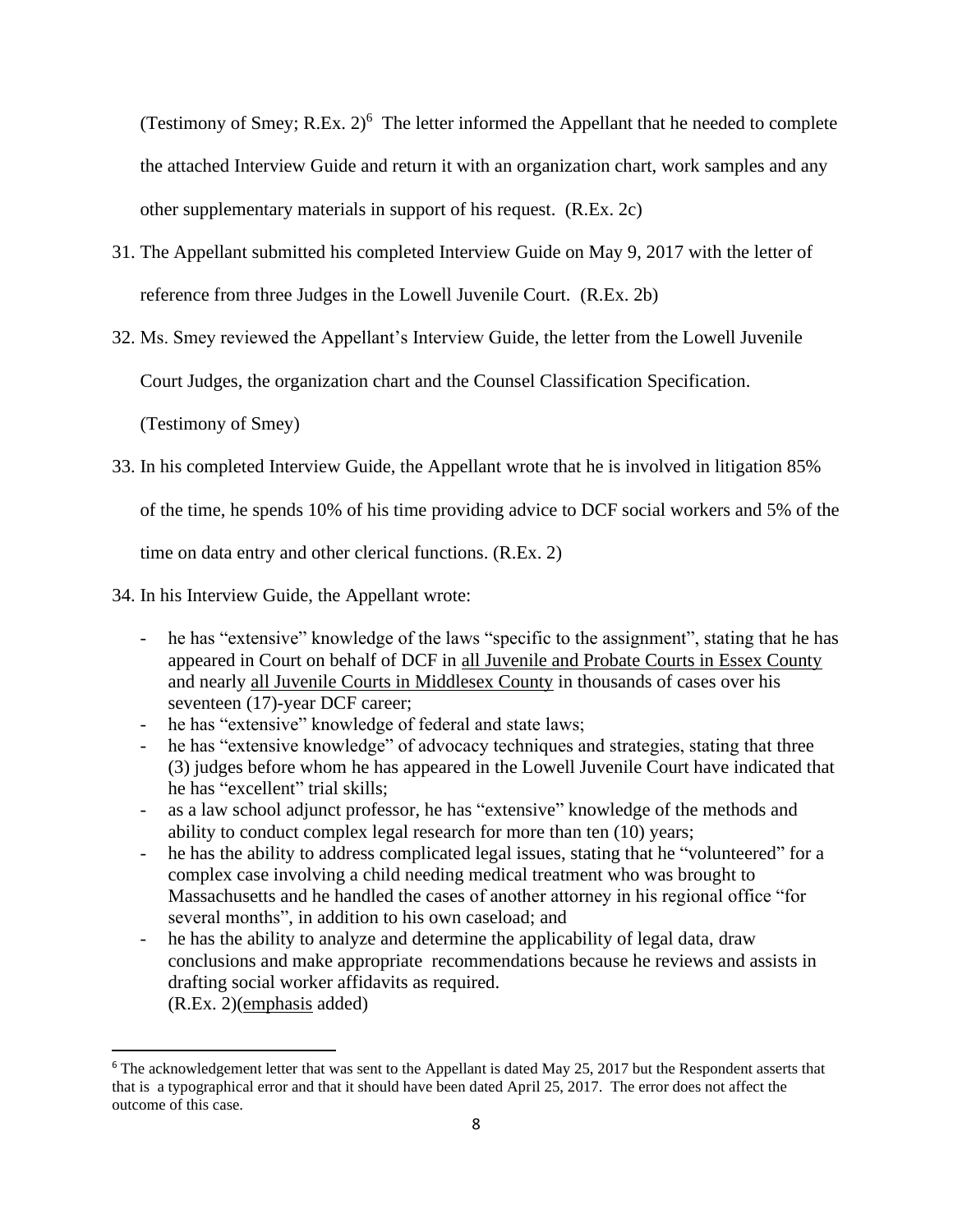(Testimony of Smey; R.Ex. 2)[6] The letter informed the Appellant that he needed to complete the attached Interview Guide and return it with an organization chart, work samples and any other supplementary materials in support of his request. (R.Ex. 2c)

31. The Appellant submitted his completed Interview Guide on May 9, 2017 with the letter of reference from three Judges in the Lowell Juvenile Court. (R.Ex. 2b)

32. Ms. Smey reviewed the Appellant's Interview Guide, the letter from the Lowell Juvenile Court Judges, the organization chart and the Counsel Classification Specification. (Testimony of Smey)

33. In his completed Interview Guide, the Appellant wrote that he is involved in litigation 85% of the time, he spends 10% of his time providing advice to DCF social workers and 5% of the time on data entry and other clerical functions. (R.Ex. 2)

34. In his Interview Guide, the Appellant wrote:

   - he has "extensive" knowledge of the laws "specific to the assignment", stating that he has appeared in Court on behalf of DCF in <u>all Juvenile and Probate Courts in Essex County</u> and nearly <u>all Juvenile Courts in Middlesex County</u> in thousands of cases over his seventeen (17)-year DCF career;
   - he has "extensive" knowledge of federal and state laws;
   - he has "extensive knowledge" of advocacy techniques and strategies, stating that three (3) judges before whom he has appeared in the Lowell Juvenile Court have indicated that he has "excellent" trial skills;
   - as a law school adjunct professor, he has "extensive" knowledge of the methods and ability to conduct complex legal research for more than ten (10) years;
   - he has the ability to address complicated legal issues, stating that he "volunteered" for a complex case involving a child needing medical treatment who was brought to Massachusetts and he handled the cases of another attorney in his regional office "for several months", in addition to his own caseload; and
   - he has the ability to analyze and determine the applicability of legal data, draw conclusions and make appropriate recommendations because he reviews and assists in drafting social worker affidavits as required.
   (R.Ex. 2)(<u>emphasis</u> added)

[6] The acknowledgement letter that was sent to the Appellant is dated May 25, 2017 but the Respondent asserts that that is a typographical error and that it should have been dated April 25, 2017. The error does not affect the outcome of this case.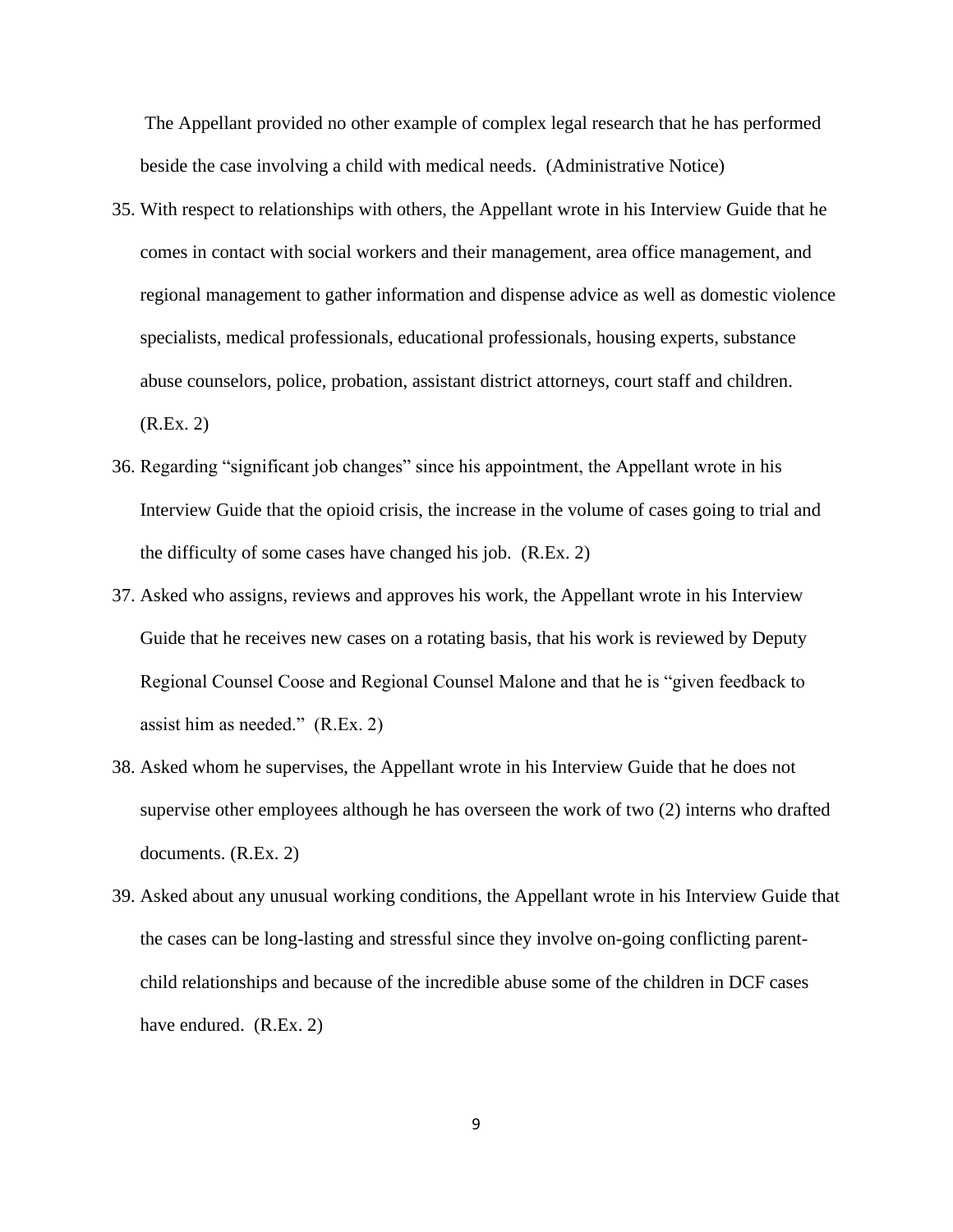The Appellant provided no other example of complex legal research that he has performed beside the case involving a child with medical needs. (Administrative Notice)

35. With respect to relationships with others, the Appellant wrote in his Interview Guide that he comes in contact with social workers and their management, area office management, and regional management to gather information and dispense advice as well as domestic violence specialists, medical professionals, educational professionals, housing experts, substance abuse counselors, police, probation, assistant district attorneys, court staff and children. (R.Ex. 2)

36. Regarding "significant job changes" since his appointment, the Appellant wrote in his Interview Guide that the opioid crisis, the increase in the volume of cases going to trial and the difficulty of some cases have changed his job. (R.Ex. 2)

37. Asked who assigns, reviews and approves his work, the Appellant wrote in his Interview Guide that he receives new cases on a rotating basis, that his work is reviewed by Deputy Regional Counsel Coose and Regional Counsel Malone and that he is "given feedback to assist him as needed." (R.Ex. 2)

38. Asked whom he supervises, the Appellant wrote in his Interview Guide that he does not supervise other employees although he has overseen the work of two (2) interns who drafted documents. (R.Ex. 2)

39. Asked about any unusual working conditions, the Appellant wrote in his Interview Guide that the cases can be long-lasting and stressful since they involve on-going conflicting parent-child relationships and because of the incredible abuse some of the children in DCF cases have endured. (R.Ex. 2)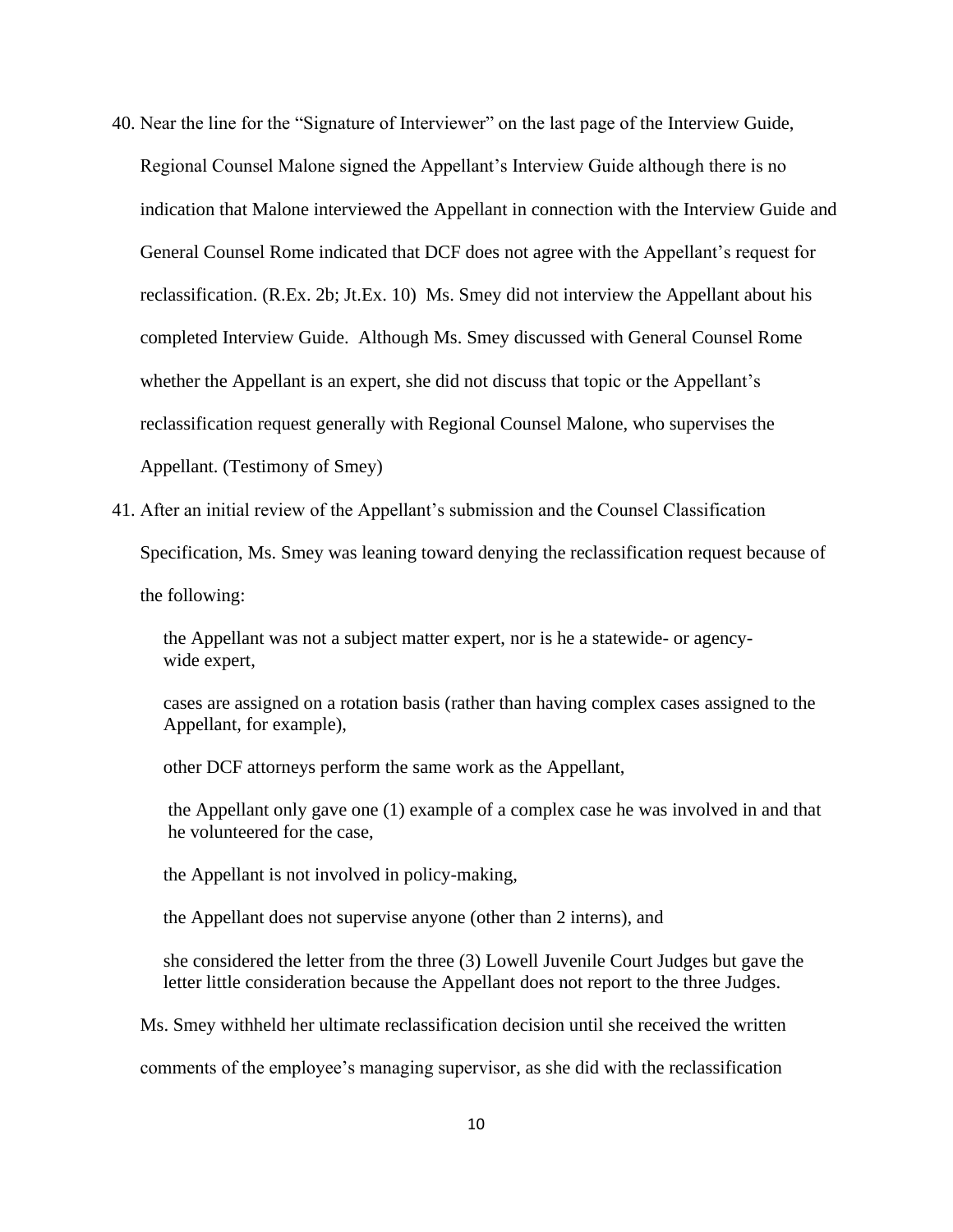40. Near the line for the "Signature of Interviewer" on the last page of the Interview Guide, Regional Counsel Malone signed the Appellant's Interview Guide although there is no indication that Malone interviewed the Appellant in connection with the Interview Guide and General Counsel Rome indicated that DCF does not agree with the Appellant's request for reclassification. (R.Ex. 2b; Jt.Ex. 10) Ms. Smey did not interview the Appellant about his completed Interview Guide. Although Ms. Smey discussed with General Counsel Rome whether the Appellant is an expert, she did not discuss that topic or the Appellant's reclassification request generally with Regional Counsel Malone, who supervises the Appellant. (Testimony of Smey)

41. After an initial review of the Appellant's submission and the Counsel Classification Specification, Ms. Smey was leaning toward denying the reclassification request because of the following:

    the Appellant was not a subject matter expert, nor is he a statewide- or agency-wide expert,

    cases are assigned on a rotation basis (rather than having complex cases assigned to the Appellant, for example),

    other DCF attorneys perform the same work as the Appellant,

    the Appellant only gave one (1) example of a complex case he was involved in and that he volunteered for the case,

    the Appellant is not involved in policy-making,

    the Appellant does not supervise anyone (other than 2 interns), and

    she considered the letter from the three (3) Lowell Juvenile Court Judges but gave the letter little consideration because the Appellant does not report to the three Judges.

    Ms. Smey withheld her ultimate reclassification decision until she received the written comments of the employee's managing supervisor, as she did with the reclassification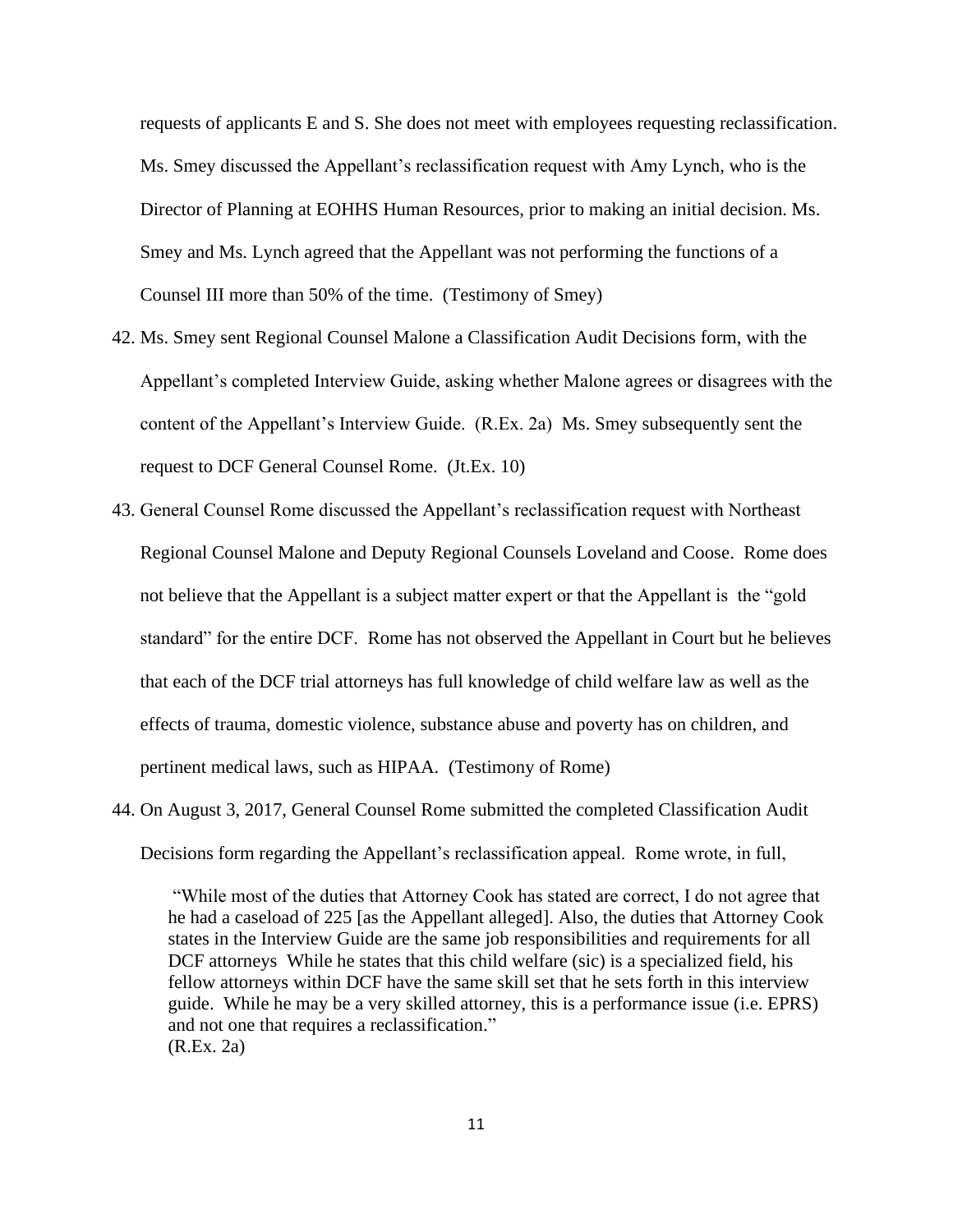requests of applicants E and S. She does not meet with employees requesting reclassification. Ms. Smey discussed the Appellant's reclassification request with Amy Lynch, who is the Director of Planning at EOHHS Human Resources, prior to making an initial decision. Ms. Smey and Ms. Lynch agreed that the Appellant was not performing the functions of a Counsel III more than 50% of the time. (Testimony of Smey)

42. Ms. Smey sent Regional Counsel Malone a Classification Audit Decisions form, with the Appellant's completed Interview Guide, asking whether Malone agrees or disagrees with the content of the Appellant's Interview Guide. (R.Ex. 2a) Ms. Smey subsequently sent the request to DCF General Counsel Rome. (Jt.Ex. 10)

43. General Counsel Rome discussed the Appellant's reclassification request with Northeast Regional Counsel Malone and Deputy Regional Counsels Loveland and Coose. Rome does not believe that the Appellant is a subject matter expert or that the Appellant is the "gold standard" for the entire DCF. Rome has not observed the Appellant in Court but he believes that each of the DCF trial attorneys has full knowledge of child welfare law as well as the effects of trauma, domestic violence, substance abuse and poverty has on children, and pertinent medical laws, such as HIPAA. (Testimony of Rome)

44. On August 3, 2017, General Counsel Rome submitted the completed Classification Audit Decisions form regarding the Appellant's reclassification appeal. Rome wrote, in full,

> "While most of the duties that Attorney Cook has stated are correct, I do not agree that he had a caseload of 225 [as the Appellant alleged]. Also, the duties that Attorney Cook states in the Interview Guide are the same job responsibilities and requirements for all DCF attorneys While he states that this child welfare (sic) is a specialized field, his fellow attorneys within DCF have the same skill set that he sets forth in this interview guide. While he may be a very skilled attorney, this is a performance issue (i.e. EPRS) and not one that requires a reclassification."
> (R.Ex. 2a)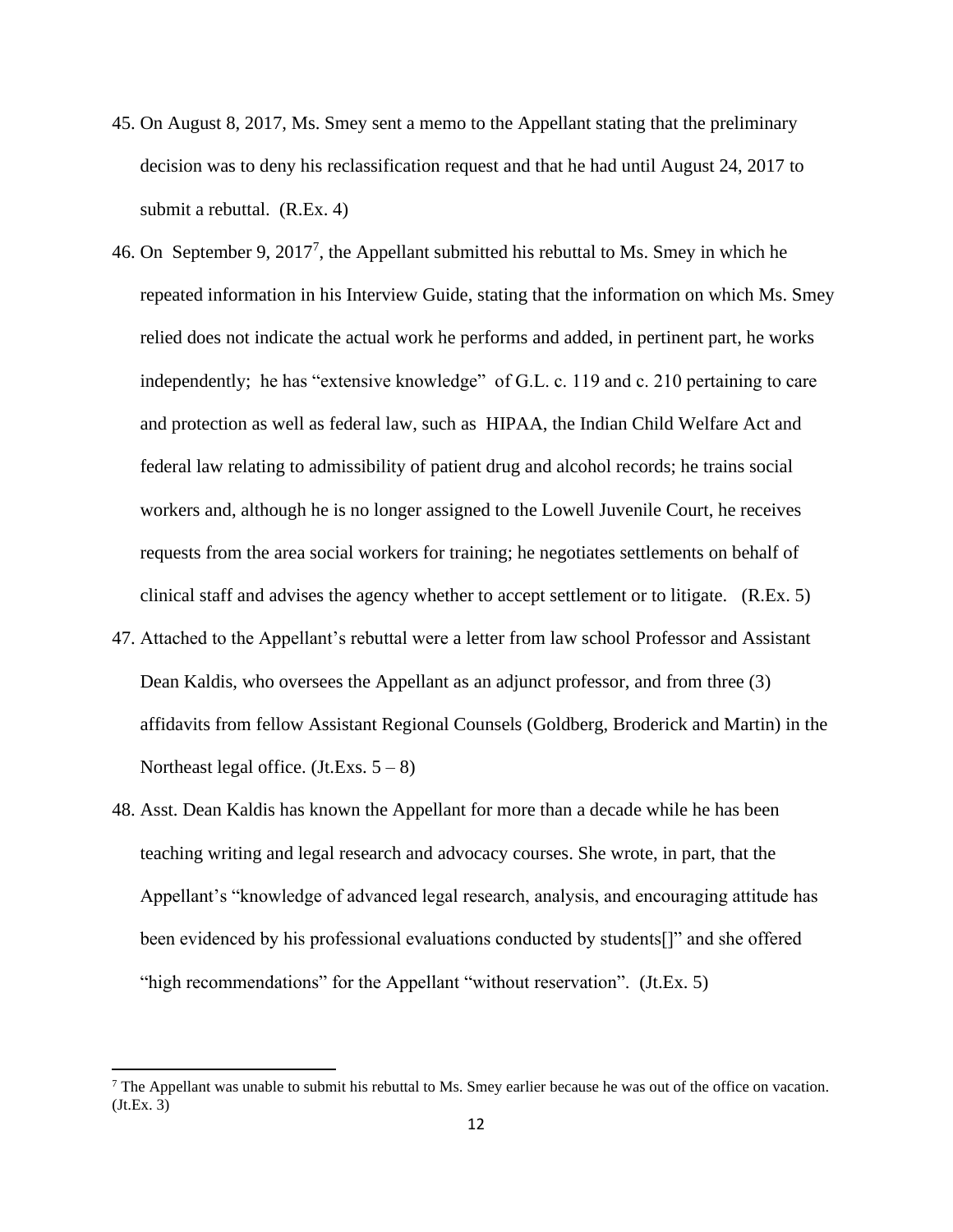45. On August 8, 2017, Ms. Smey sent a memo to the Appellant stating that the preliminary decision was to deny his reclassification request and that he had until August 24, 2017 to submit a rebuttal. (R.Ex. 4)

46. On September 9, 2017[7], the Appellant submitted his rebuttal to Ms. Smey in which he repeated information in his Interview Guide, stating that the information on which Ms. Smey relied does not indicate the actual work he performs and added, in pertinent part, he works independently; he has "extensive knowledge" of G.L. c. 119 and c. 210 pertaining to care and protection as well as federal law, such as HIPAA, the Indian Child Welfare Act and federal law relating to admissibility of patient drug and alcohol records; he trains social workers and, although he is no longer assigned to the Lowell Juvenile Court, he receives requests from the area social workers for training; he negotiates settlements on behalf of clinical staff and advises the agency whether to accept settlement or to litigate. (R.Ex. 5)

47. Attached to the Appellant's rebuttal were a letter from law school Professor and Assistant Dean Kaldis, who oversees the Appellant as an adjunct professor, and from three (3) affidavits from fellow Assistant Regional Counsels (Goldberg, Broderick and Martin) in the Northeast legal office. (Jt.Exs. 5 – 8)

48. Asst. Dean Kaldis has known the Appellant for more than a decade while he has been teaching writing and legal research and advocacy courses. She wrote, in part, that the Appellant's "knowledge of advanced legal research, analysis, and encouraging attitude has been evidenced by his professional evaluations conducted by students[]" and she offered "high recommendations" for the Appellant "without reservation". (Jt.Ex. 5)

[7] The Appellant was unable to submit his rebuttal to Ms. Smey earlier because he was out of the office on vacation. (Jt.Ex. 3)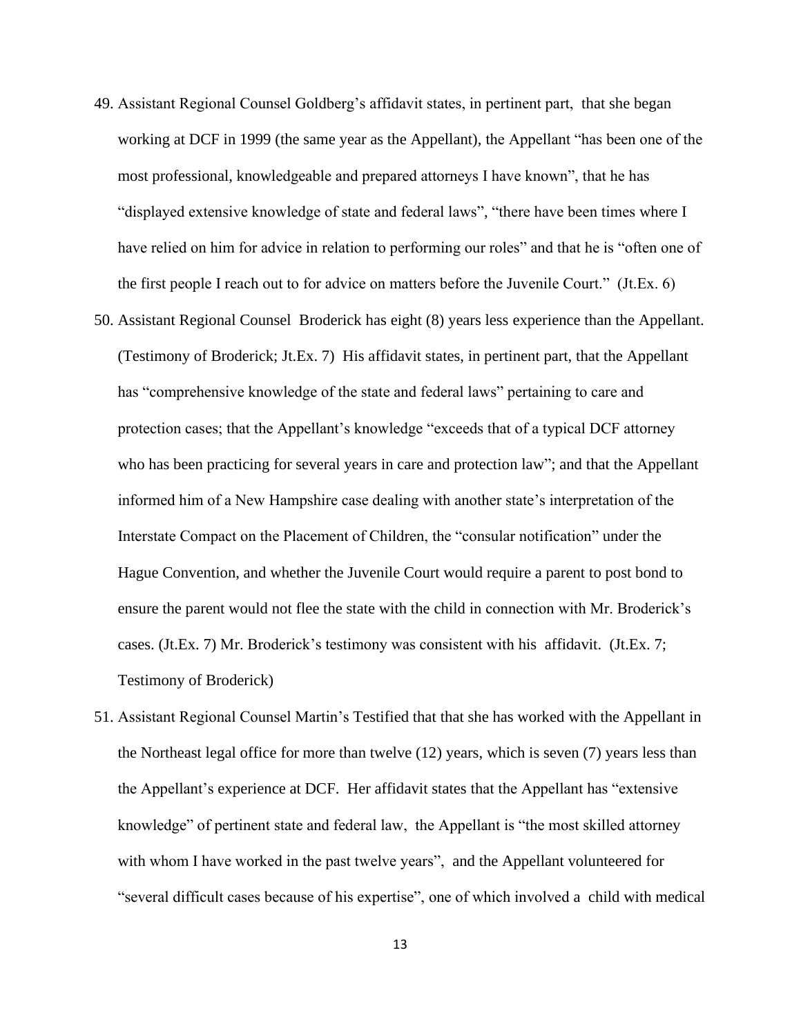49. Assistant Regional Counsel Goldberg's affidavit states, in pertinent part, that she began working at DCF in 1999 (the same year as the Appellant), the Appellant "has been one of the most professional, knowledgeable and prepared attorneys I have known", that he has "displayed extensive knowledge of state and federal laws", "there have been times where I have relied on him for advice in relation to performing our roles" and that he is "often one of the first people I reach out to for advice on matters before the Juvenile Court." (Jt.Ex. 6)

50. Assistant Regional Counsel Broderick has eight (8) years less experience than the Appellant. (Testimony of Broderick; Jt.Ex. 7) His affidavit states, in pertinent part, that the Appellant has "comprehensive knowledge of the state and federal laws" pertaining to care and protection cases; that the Appellant's knowledge "exceeds that of a typical DCF attorney who has been practicing for several years in care and protection law"; and that the Appellant informed him of a New Hampshire case dealing with another state's interpretation of the Interstate Compact on the Placement of Children, the "consular notification" under the Hague Convention, and whether the Juvenile Court would require a parent to post bond to ensure the parent would not flee the state with the child in connection with Mr. Broderick's cases. (Jt.Ex. 7) Mr. Broderick's testimony was consistent with his affidavit. (Jt.Ex. 7; Testimony of Broderick)

51. Assistant Regional Counsel Martin's Testified that that she has worked with the Appellant in the Northeast legal office for more than twelve (12) years, which is seven (7) years less than the Appellant's experience at DCF. Her affidavit states that the Appellant has "extensive knowledge" of pertinent state and federal law, the Appellant is "the most skilled attorney with whom I have worked in the past twelve years", and the Appellant volunteered for "several difficult cases because of his expertise", one of which involved a child with medical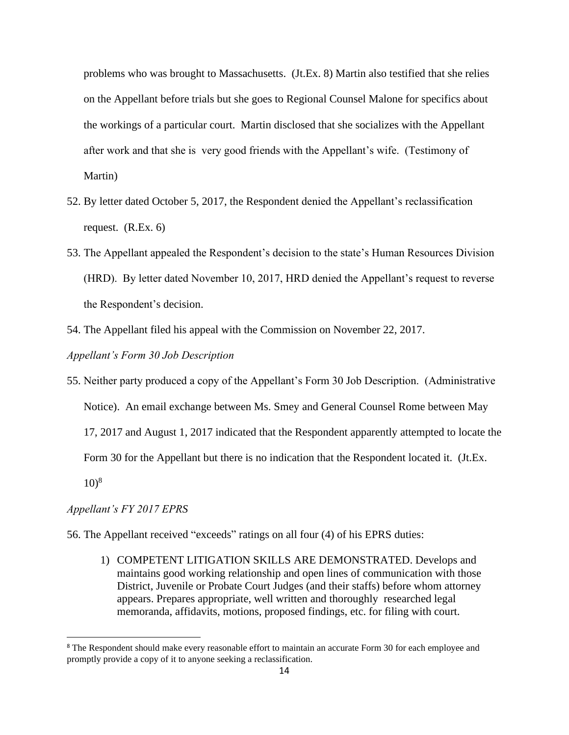problems who was brought to Massachusetts. (Jt.Ex. 8) Martin also testified that she relies on the Appellant before trials but she goes to Regional Counsel Malone for specifics about the workings of a particular court. Martin disclosed that she socializes with the Appellant after work and that she is very good friends with the Appellant's wife. (Testimony of Martin)

52. By letter dated October 5, 2017, the Respondent denied the Appellant's reclassification request. (R.Ex. 6)

53. The Appellant appealed the Respondent's decision to the state's Human Resources Division (HRD). By letter dated November 10, 2017, HRD denied the Appellant's request to reverse the Respondent's decision.

54. The Appellant filed his appeal with the Commission on November 22, 2017.

*Appellant's Form 30 Job Description*

55. Neither party produced a copy of the Appellant's Form 30 Job Description. (Administrative Notice). An email exchange between Ms. Smey and General Counsel Rome between May 17, 2017 and August 1, 2017 indicated that the Respondent apparently attempted to locate the Form 30 for the Appellant but there is no indication that the Respondent located it. (Jt.Ex. 10)[8]

*Appellant's FY 2017 EPRS*

56. The Appellant received "exceeds" ratings on all four (4) of his EPRS duties:

    1) COMPETENT LITIGATION SKILLS ARE DEMONSTRATED. Develops and maintains good working relationship and open lines of communication with those District, Juvenile or Probate Court Judges (and their staffs) before whom attorney appears. Prepares appropriate, well written and thoroughly researched legal memoranda, affidavits, motions, proposed findings, etc. for filing with court.

[8] The Respondent should make every reasonable effort to maintain an accurate Form 30 for each employee and promptly provide a copy of it to anyone seeking a reclassification.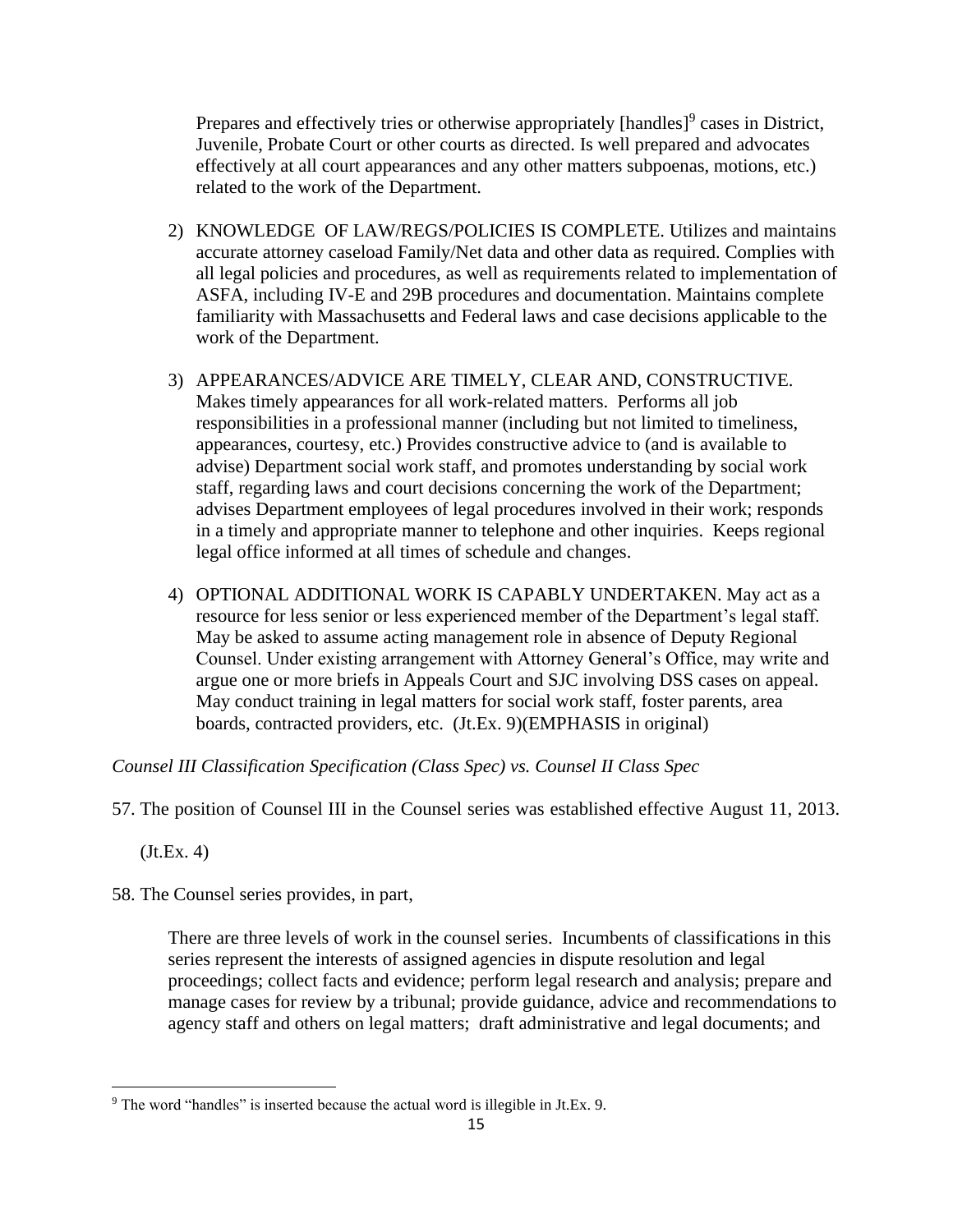Prepares and effectively tries or otherwise appropriately [handles][9] cases in District, Juvenile, Probate Court or other courts as directed. Is well prepared and advocates effectively at all court appearances and any other matters subpoenas, motions, etc.) related to the work of the Department.

2) KNOWLEDGE OF LAW/REGS/POLICIES IS COMPLETE. Utilizes and maintains accurate attorney caseload Family/Net data and other data as required. Complies with all legal policies and procedures, as well as requirements related to implementation of ASFA, including IV-E and 29B procedures and documentation. Maintains complete familiarity with Massachusetts and Federal laws and case decisions applicable to the work of the Department.

3) APPEARANCES/ADVICE ARE TIMELY, CLEAR AND, CONSTRUCTIVE. Makes timely appearances for all work-related matters. Performs all job responsibilities in a professional manner (including but not limited to timeliness, appearances, courtesy, etc.) Provides constructive advice to (and is available to advise) Department social work staff, and promotes understanding by social work staff, regarding laws and court decisions concerning the work of the Department; advises Department employees of legal procedures involved in their work; responds in a timely and appropriate manner to telephone and other inquiries. Keeps regional legal office informed at all times of schedule and changes.

4) OPTIONAL ADDITIONAL WORK IS CAPABLY UNDERTAKEN. May act as a resource for less senior or less experienced member of the Department's legal staff. May be asked to assume acting management role in absence of Deputy Regional Counsel. Under existing arrangement with Attorney General's Office, may write and argue one or more briefs in Appeals Court and SJC involving DSS cases on appeal. May conduct training in legal matters for social work staff, foster parents, area boards, contracted providers, etc. (Jt.Ex. 9)(EMPHASIS in original)

*Counsel III Classification Specification (Class Spec) vs. Counsel II Class Spec*

57. The position of Counsel III in the Counsel series was established effective August 11, 2013. (Jt.Ex. 4)

58. The Counsel series provides, in part,

> There are three levels of work in the counsel series. Incumbents of classifications in this series represent the interests of assigned agencies in dispute resolution and legal proceedings; collect facts and evidence; perform legal research and analysis; prepare and manage cases for review by a tribunal; provide guidance, advice and recommendations to agency staff and others on legal matters; draft administrative and legal documents; and

[9] The word "handles" is inserted because the actual word is illegible in Jt.Ex. 9.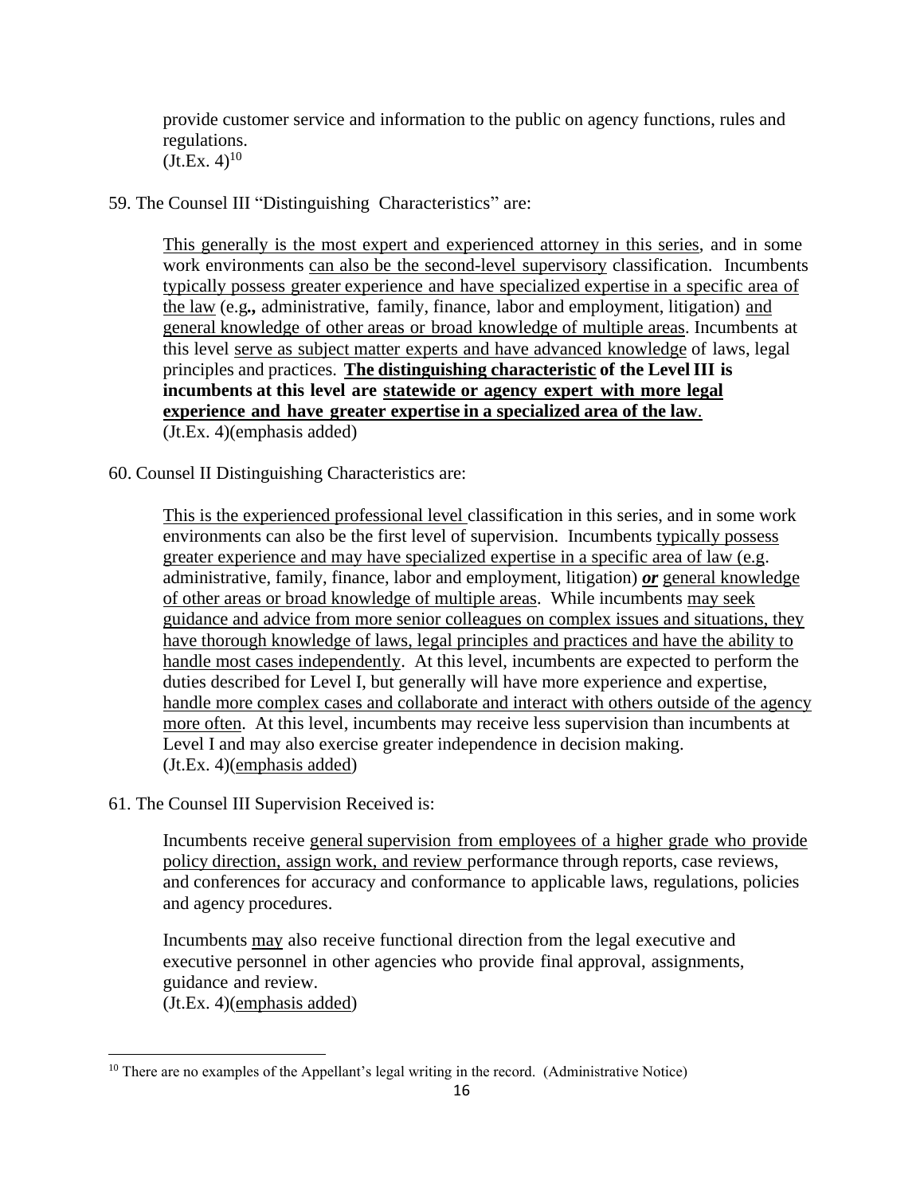provide customer service and information to the public on agency functions, rules and regulations.
(Jt.Ex. 4)[10]

59. The Counsel III "Distinguishing Characteristics" are:

> This generally is the most expert and experienced attorney in this series, and in some work environments can also be the second-level supervisory classification. Incumbents typically possess greater experience and have specialized expertise in a specific area of the law (e.g**.,** administrative, family, finance, labor and employment, litigation) and general knowledge of other areas or broad knowledge of multiple areas. Incumbents at this level serve as subject matter experts and have advanced knowledge of laws, legal principles and practices. **The distinguishing characteristic of the Level III is incumbents at this level are statewide or agency expert with more legal experience and have greater expertise in a specialized area of the law**.
> (Jt.Ex. 4)(emphasis added)

60. Counsel II Distinguishing Characteristics are:

> This is the experienced professional level classification in this series, and in some work environments can also be the first level of supervision. Incumbents typically possess greater experience and may have specialized expertise in a specific area of law (e.g. administrative, family, finance, labor and employment, litigation) ***or*** general knowledge of other areas or broad knowledge of multiple areas. While incumbents may seek guidance and advice from more senior colleagues on complex issues and situations, they have thorough knowledge of laws, legal principles and practices and have the ability to handle most cases independently. At this level, incumbents are expected to perform the duties described for Level I, but generally will have more experience and expertise, handle more complex cases and collaborate and interact with others outside of the agency more often. At this level, incumbents may receive less supervision than incumbents at Level I and may also exercise greater independence in decision making.
> (Jt.Ex. 4)(emphasis added)

61. The Counsel III Supervision Received is:

> Incumbents receive general supervision from employees of a higher grade who provide policy direction, assign work, and review performance through reports, case reviews, and conferences for accuracy and conformance to applicable laws, regulations, policies and agency procedures.
>
> Incumbents may also receive functional direction from the legal executive and executive personnel in other agencies who provide final approval, assignments, guidance and review.
> (Jt.Ex. 4)(emphasis added)

---

[10] There are no examples of the Appellant's legal writing in the record. (Administrative Notice)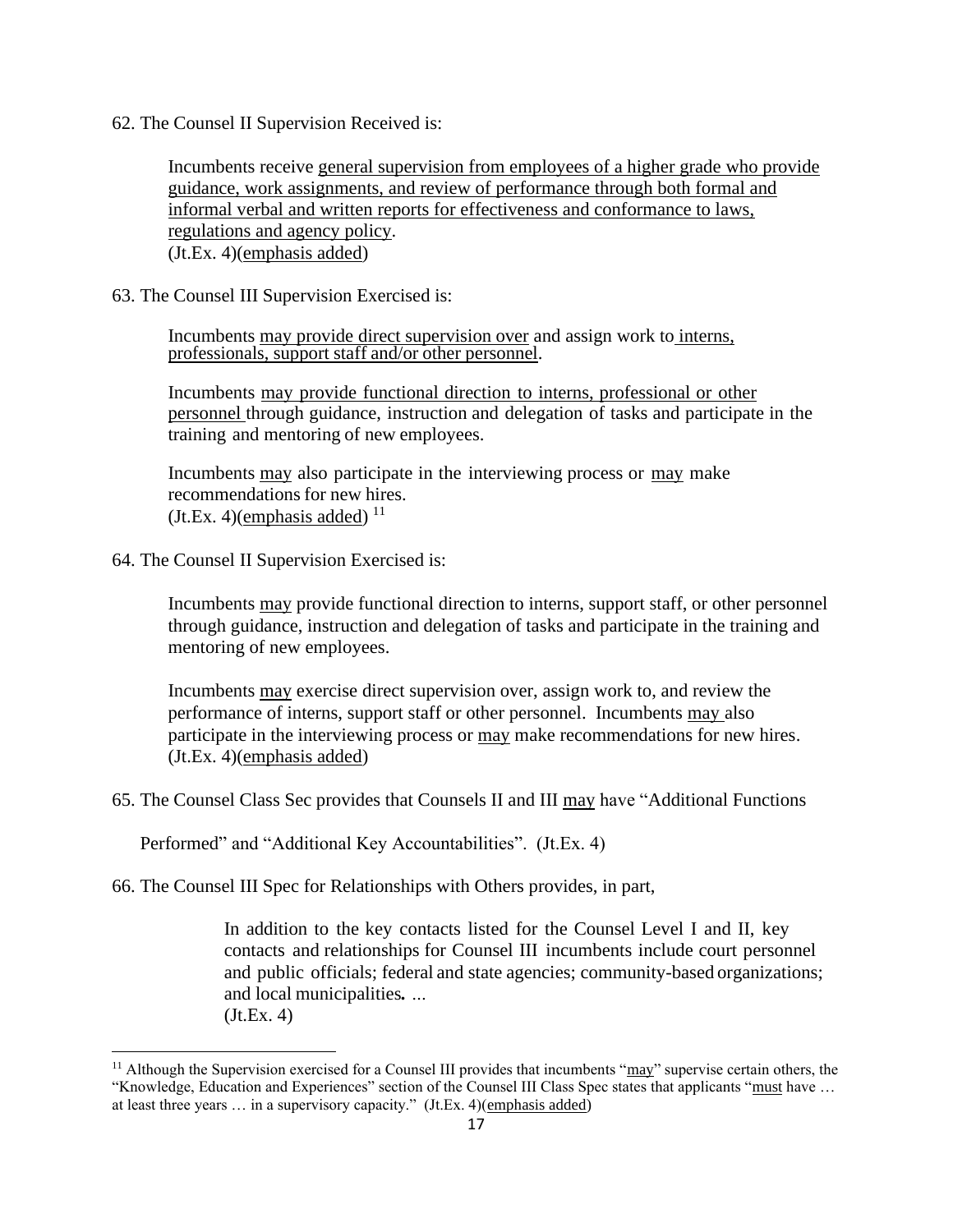62. The Counsel II Supervision Received is:

> Incumbents receive <u>general supervision from employees of a higher grade who provide guidance, work assignments, and review of performance through both formal and informal verbal and written reports for effectiveness and conformance to laws, regulations and agency policy</u>.
> (Jt.Ex. 4)(<u>emphasis added</u>)

63. The Counsel III Supervision Exercised is:

> Incumbents <u>may provide direct supervision over</u> and assign work to <u>interns, professionals, support staff and/or other personnel</u>.
>
> Incumbents <u>may provide functional direction to interns, professional or other personnel</u> through guidance, instruction and delegation of tasks and participate in the training and mentoring of new employees.
>
> Incumbents <u>may</u> also participate in the interviewing process or <u>may</u> make recommendations for new hires.
> (Jt.Ex. 4)(<u>emphasis added</u>) [11]

64. The Counsel II Supervision Exercised is:

> Incumbents <u>may</u> provide functional direction to interns, support staff, or other personnel through guidance, instruction and delegation of tasks and participate in the training and mentoring of new employees.
>
> Incumbents <u>may</u> exercise direct supervision over, assign work to, and review the performance of interns, support staff or other personnel. Incumbents <u>may</u> also participate in the interviewing process or <u>may</u> make recommendations for new hires.
> (Jt.Ex. 4)(<u>emphasis added</u>)

65. The Counsel Class Sec provides that Counsels II and III <u>may</u> have "Additional Functions Performed" and "Additional Key Accountabilities". (Jt.Ex. 4)

66. The Counsel III Spec for Relationships with Others provides, in part,

> In addition to the key contacts listed for the Counsel Level I and II, key contacts and relationships for Counsel III incumbents include court personnel and public officials; federal and state agencies; community-based organizations; and local municipalities*.* ...
> (Jt.Ex. 4)

---

[11] Although the Supervision exercised for a Counsel III provides that incumbents "<u>may</u>" supervise certain others, the "Knowledge, Education and Experiences" section of the Counsel III Class Spec states that applicants "<u>must</u> have … at least three years … in a supervisory capacity." (Jt.Ex. 4)(<u>emphasis added</u>)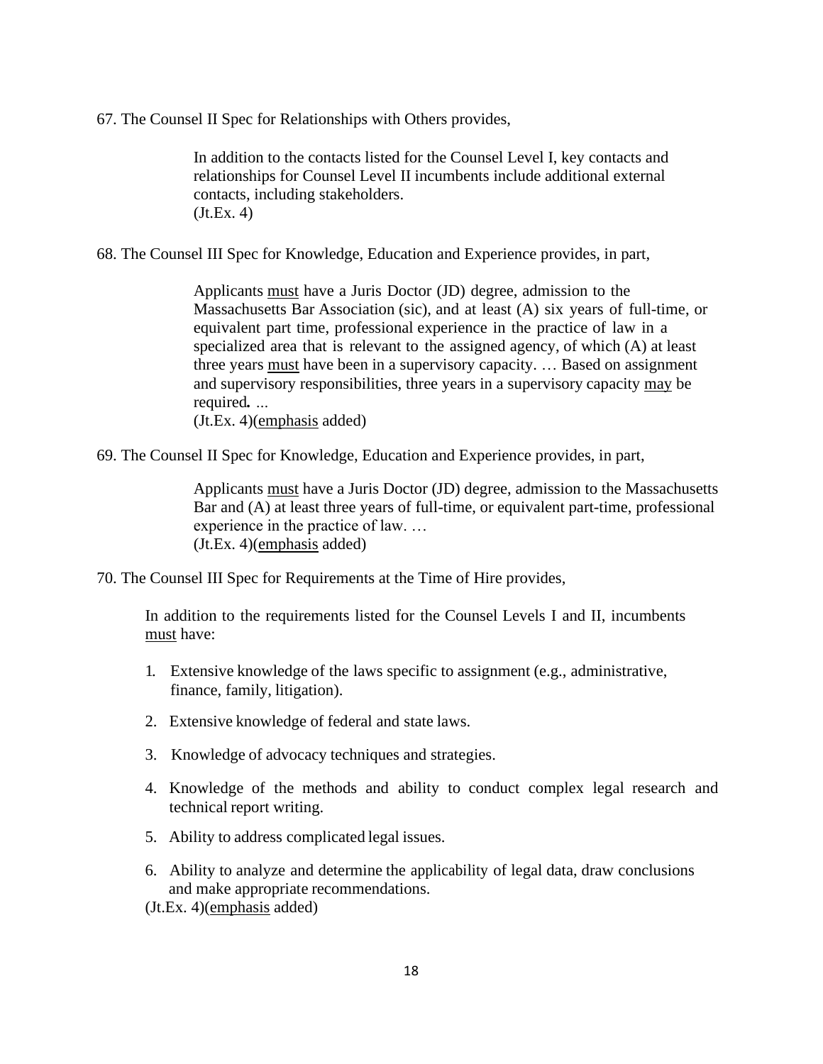67. The Counsel II Spec for Relationships with Others provides,

> In addition to the contacts listed for the Counsel Level I, key contacts and relationships for Counsel Level II incumbents include additional external contacts, including stakeholders.
> (Jt.Ex. 4)

68. The Counsel III Spec for Knowledge, Education and Experience provides, in part,

> Applicants <u>must</u> have a Juris Doctor (JD) degree, admission to the Massachusetts Bar Association (sic), and at least (A) six years of full-time, or equivalent part time, professional experience in the practice of law in a specialized area that is relevant to the assigned agency, of which (A) at least three years <u>must</u> have been in a supervisory capacity. … Based on assignment and supervisory responsibilities, three years in a supervisory capacity <u>may</u> be required***.*** ...
> (Jt.Ex. 4)(<u>emphasis</u> added)

69. The Counsel II Spec for Knowledge, Education and Experience provides, in part,

> Applicants <u>must</u> have a Juris Doctor (JD) degree, admission to the Massachusetts Bar and (A) at least three years of full-time, or equivalent part-time, professional experience in the practice of law. …
> (Jt.Ex. 4)(<u>emphasis</u> added)

70. The Counsel III Spec for Requirements at the Time of Hire provides,

> In addition to the requirements listed for the Counsel Levels I and II, incumbents <u>must</u> have:
>
> 1. Extensive knowledge of the laws specific to assignment (e.g., administrative, finance, family, litigation).
> 2. Extensive knowledge of federal and state laws.
> 3. Knowledge of advocacy techniques and strategies.
> 4. Knowledge of the methods and ability to conduct complex legal research and technical report writing.
> 5. Ability to address complicated legal issues.
> 6. Ability to analyze and determine the applicability of legal data, draw conclusions and make appropriate recommendations.
>
> (Jt.Ex. 4)(<u>emphasis</u> added)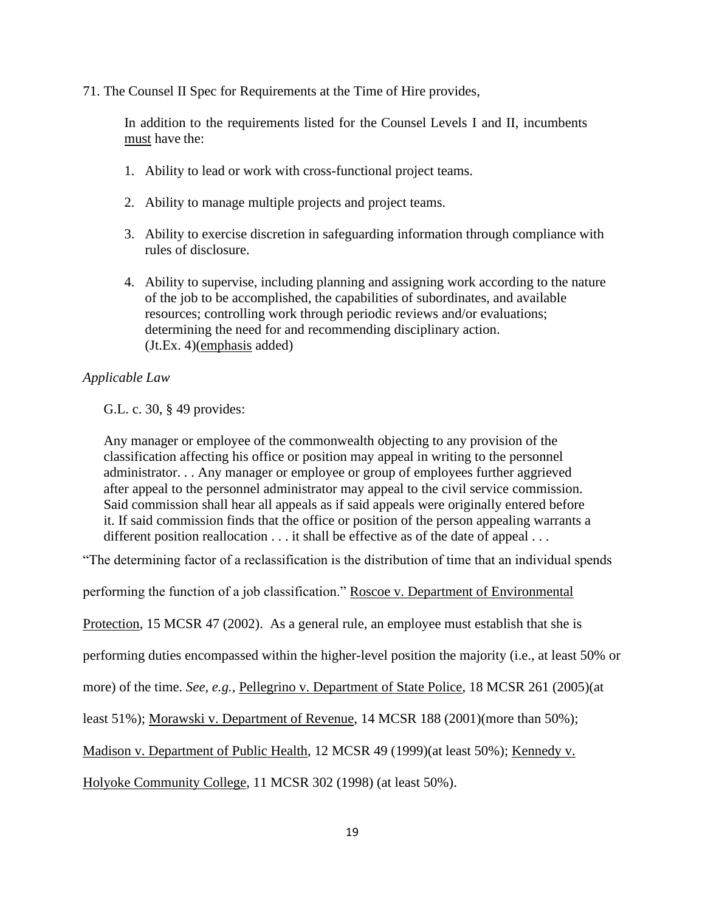71. The Counsel II Spec for Requirements at the Time of Hire provides,

> In addition to the requirements listed for the Counsel Levels I and II, incumbents <u>must</u> have the:
>
> 1. Ability to lead or work with cross-functional project teams.
>
> 2. Ability to manage multiple projects and project teams.
>
> 3. Ability to exercise discretion in safeguarding information through compliance with rules of disclosure.
>
> 4. Ability to supervise, including planning and assigning work according to the nature of the job to be accomplished, the capabilities of subordinates, and available resources; controlling work through periodic reviews and/or evaluations; determining the need for and recommending disciplinary action. (Jt.Ex. 4)(<u>emphasis</u> added)

*Applicable Law*

G.L. c. 30, § 49 provides:

> Any manager or employee of the commonwealth objecting to any provision of the classification affecting his office or position may appeal in writing to the personnel administrator. . . Any manager or employee or group of employees further aggrieved after appeal to the personnel administrator may appeal to the civil service commission. Said commission shall hear all appeals as if said appeals were originally entered before it. If said commission finds that the office or position of the person appealing warrants a different position reallocation . . . it shall be effective as of the date of appeal . . .

"The determining factor of a reclassification is the distribution of time that an individual spends performing the function of a job classification." <u>Roscoe v. Department of Environmental Protection</u>, 15 MCSR 47 (2002). As a general rule, an employee must establish that she is performing duties encompassed within the higher-level position the majority (i.e., at least 50% or more) of the time. *See, e.g.,* <u>Pellegrino v. Department of State Police</u>, 18 MCSR 261 (2005)(at least 51%); <u>Morawski v. Department of Revenue</u>, 14 MCSR 188 (2001)(more than 50%); <u>Madison v. Department of Public Health</u>, 12 MCSR 49 (1999)(at least 50%); <u>Kennedy v. Holyoke Community College</u>, 11 MCSR 302 (1998) (at least 50%).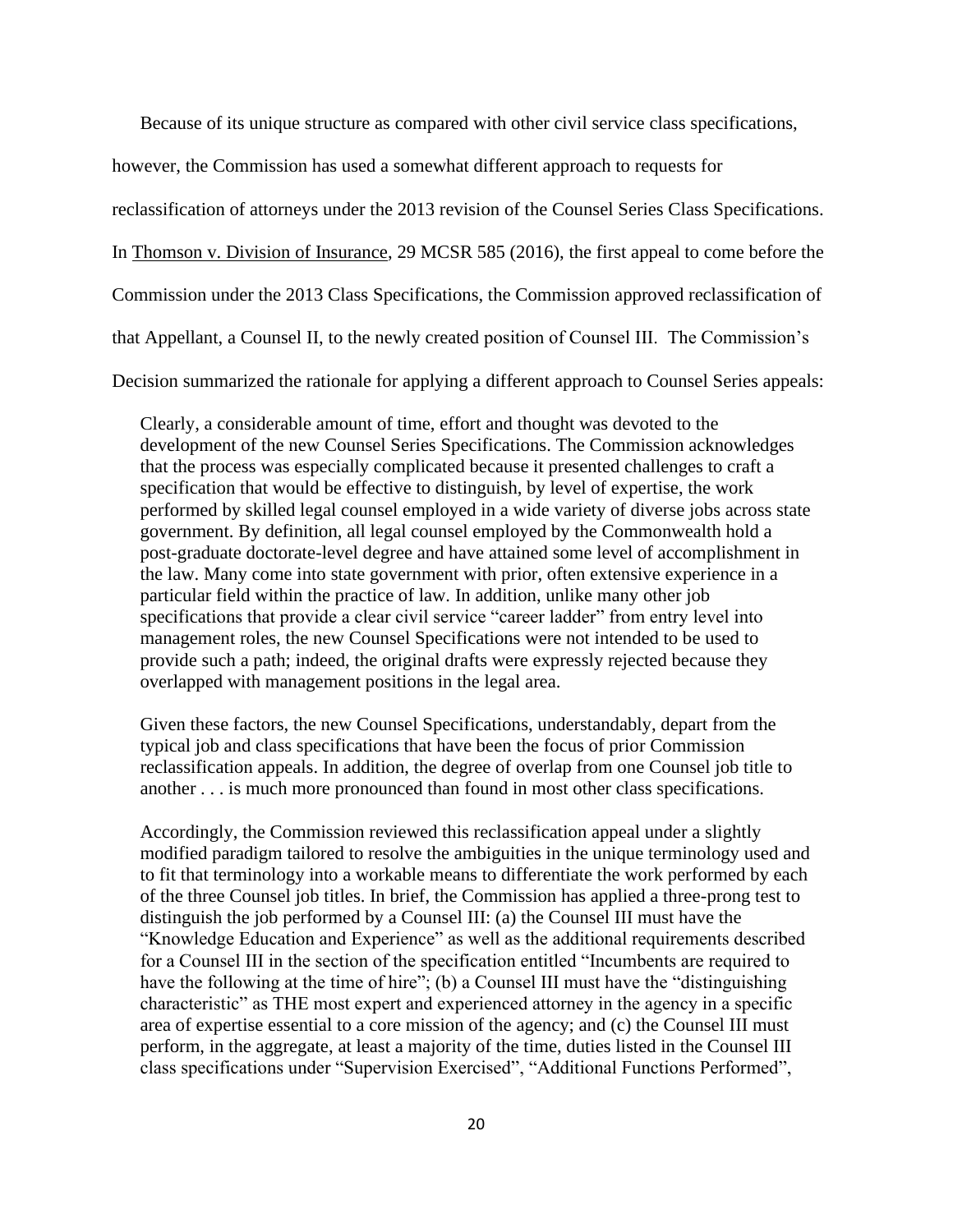Because of its unique structure as compared with other civil service class specifications, however, the Commission has used a somewhat different approach to requests for reclassification of attorneys under the 2013 revision of the Counsel Series Class Specifications. In Thomson v. Division of Insurance, 29 MCSR 585 (2016), the first appeal to come before the Commission under the 2013 Class Specifications, the Commission approved reclassification of that Appellant, a Counsel II, to the newly created position of Counsel III. The Commission's Decision summarized the rationale for applying a different approach to Counsel Series appeals:

> Clearly, a considerable amount of time, effort and thought was devoted to the development of the new Counsel Series Specifications. The Commission acknowledges that the process was especially complicated because it presented challenges to craft a specification that would be effective to distinguish, by level of expertise, the work performed by skilled legal counsel employed in a wide variety of diverse jobs across state government. By definition, all legal counsel employed by the Commonwealth hold a post-graduate doctorate-level degree and have attained some level of accomplishment in the law. Many come into state government with prior, often extensive experience in a particular field within the practice of law. In addition, unlike many other job specifications that provide a clear civil service "career ladder" from entry level into management roles, the new Counsel Specifications were not intended to be used to provide such a path; indeed, the original drafts were expressly rejected because they overlapped with management positions in the legal area.
>
> Given these factors, the new Counsel Specifications, understandably, depart from the typical job and class specifications that have been the focus of prior Commission reclassification appeals. In addition, the degree of overlap from one Counsel job title to another . . . is much more pronounced than found in most other class specifications.
>
> Accordingly, the Commission reviewed this reclassification appeal under a slightly modified paradigm tailored to resolve the ambiguities in the unique terminology used and to fit that terminology into a workable means to differentiate the work performed by each of the three Counsel job titles. In brief, the Commission has applied a three-prong test to distinguish the job performed by a Counsel III: (a) the Counsel III must have the "Knowledge Education and Experience" as well as the additional requirements described for a Counsel III in the section of the specification entitled "Incumbents are required to have the following at the time of hire"; (b) a Counsel III must have the "distinguishing characteristic" as THE most expert and experienced attorney in the agency in a specific area of expertise essential to a core mission of the agency; and (c) the Counsel III must perform, in the aggregate, at least a majority of the time, duties listed in the Counsel III class specifications under "Supervision Exercised", "Additional Functions Performed",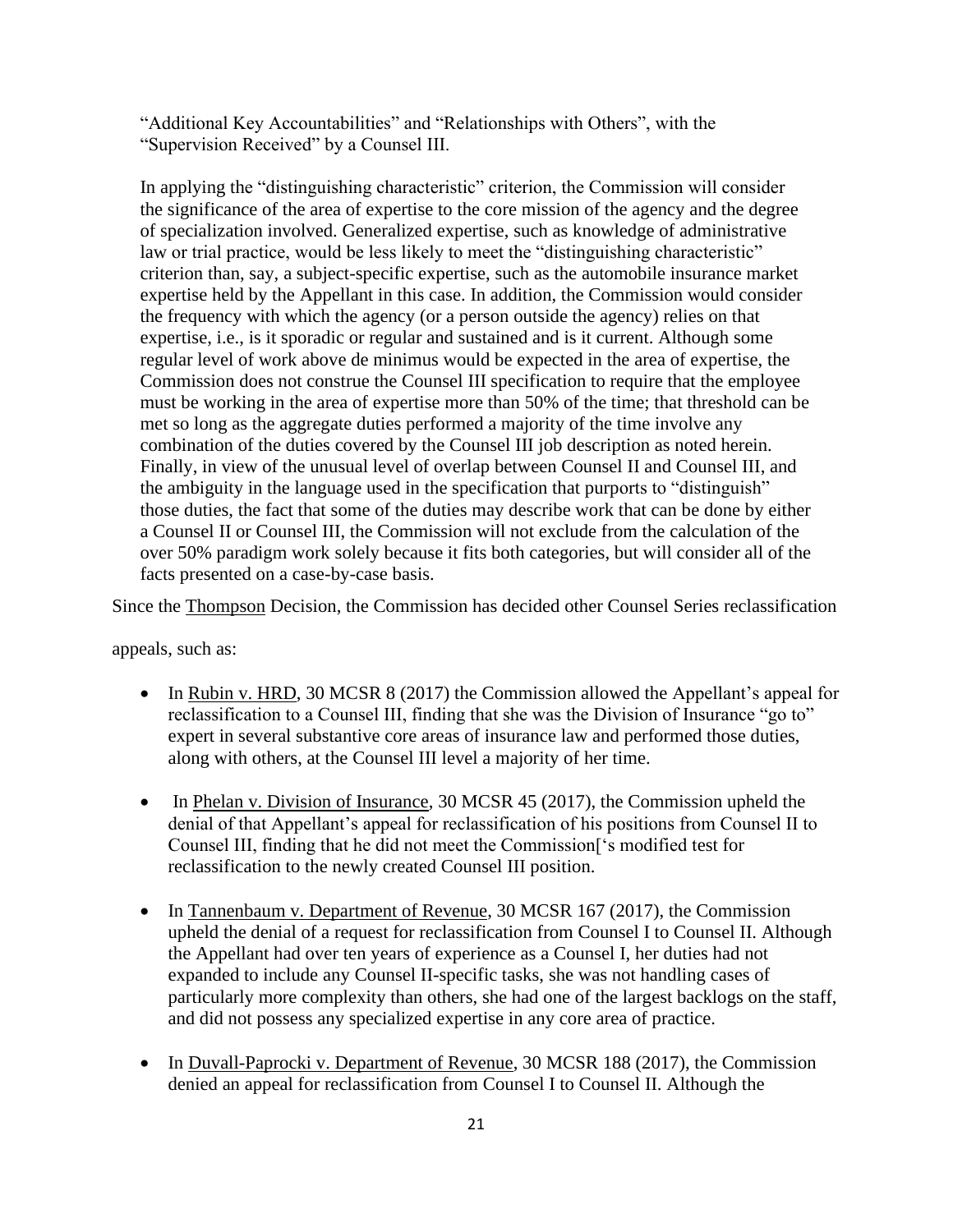"Additional Key Accountabilities" and "Relationships with Others", with the "Supervision Received" by a Counsel III.

> In applying the "distinguishing characteristic" criterion, the Commission will consider the significance of the area of expertise to the core mission of the agency and the degree of specialization involved. Generalized expertise, such as knowledge of administrative law or trial practice, would be less likely to meet the "distinguishing characteristic" criterion than, say, a subject-specific expertise, such as the automobile insurance market expertise held by the Appellant in this case. In addition, the Commission would consider the frequency with which the agency (or a person outside the agency) relies on that expertise, i.e., is it sporadic or regular and sustained and is it current. Although some regular level of work above de minimus would be expected in the area of expertise, the Commission does not construe the Counsel III specification to require that the employee must be working in the area of expertise more than 50% of the time; that threshold can be met so long as the aggregate duties performed a majority of the time involve any combination of the duties covered by the Counsel III job description as noted herein. Finally, in view of the unusual level of overlap between Counsel II and Counsel III, and the ambiguity in the language used in the specification that purports to "distinguish" those duties, the fact that some of the duties may describe work that can be done by either a Counsel II or Counsel III, the Commission will not exclude from the calculation of the over 50% paradigm work solely because it fits both categories, but will consider all of the facts presented on a case-by-case basis.

Since the Thompson Decision, the Commission has decided other Counsel Series reclassification appeals, such as:

- In Rubin v. HRD, 30 MCSR 8 (2017) the Commission allowed the Appellant's appeal for reclassification to a Counsel III, finding that she was the Division of Insurance "go to" expert in several substantive core areas of insurance law and performed those duties, along with others, at the Counsel III level a majority of her time.
- In Phelan v. Division of Insurance, 30 MCSR 45 (2017), the Commission upheld the denial of that Appellant's appeal for reclassification of his positions from Counsel II to Counsel III, finding that he did not meet the Commission['s modified test for reclassification to the newly created Counsel III position.
- In Tannenbaum v. Department of Revenue, 30 MCSR 167 (2017), the Commission upheld the denial of a request for reclassification from Counsel I to Counsel II. Although the Appellant had over ten years of experience as a Counsel I, her duties had not expanded to include any Counsel II-specific tasks, she was not handling cases of particularly more complexity than others, she had one of the largest backlogs on the staff, and did not possess any specialized expertise in any core area of practice.
- In Duvall-Paprocki v. Department of Revenue, 30 MCSR 188 (2017), the Commission denied an appeal for reclassification from Counsel I to Counsel II. Although the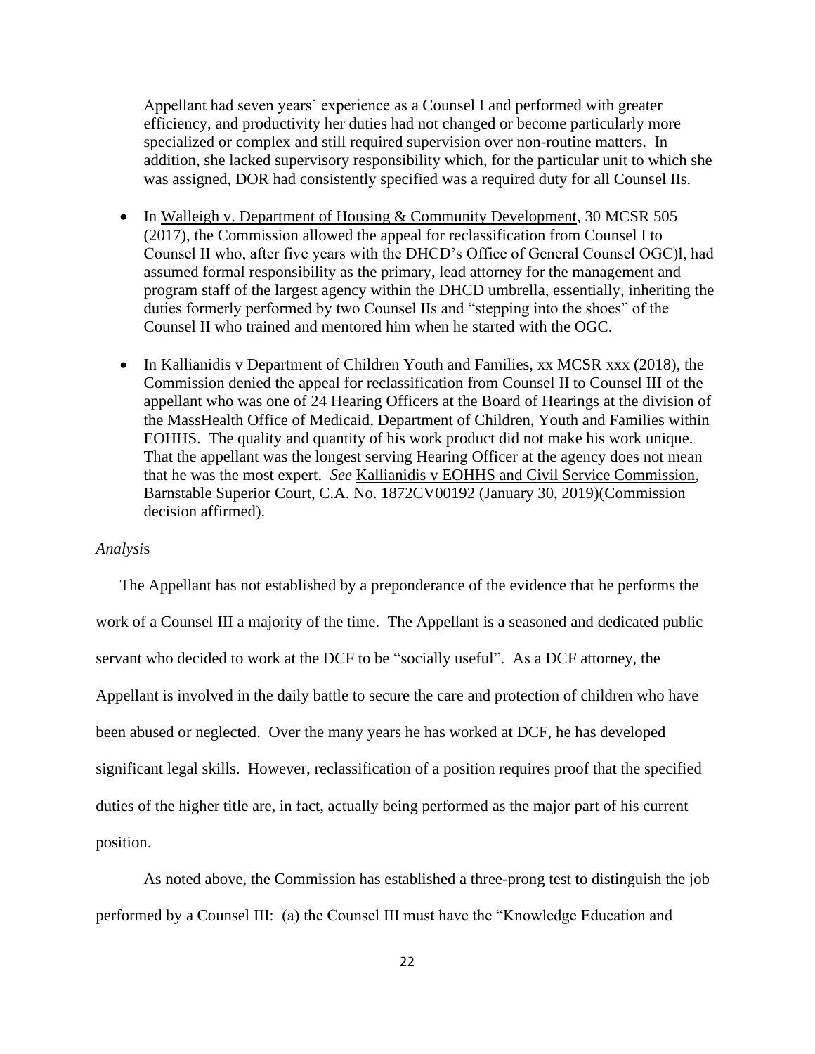Appellant had seven years' experience as a Counsel I and performed with greater efficiency, and productivity her duties had not changed or become particularly more specialized or complex and still required supervision over non-routine matters. In addition, she lacked supervisory responsibility which, for the particular unit to which she was assigned, DOR had consistently specified was a required duty for all Counsel IIs.

- In Walleigh v. Department of Housing & Community Development, 30 MCSR 505 (2017), the Commission allowed the appeal for reclassification from Counsel I to Counsel II who, after five years with the DHCD's Office of General Counsel OGC)l, had assumed formal responsibility as the primary, lead attorney for the management and program staff of the largest agency within the DHCD umbrella, essentially, inheriting the duties formerly performed by two Counsel IIs and "stepping into the shoes" of the Counsel II who trained and mentored him when he started with the OGC.

- In Kallianidis v Department of Children Youth and Families, xx MCSR xxx (2018), the Commission denied the appeal for reclassification from Counsel II to Counsel III of the appellant who was one of 24 Hearing Officers at the Board of Hearings at the division of the MassHealth Office of Medicaid, Department of Children, Youth and Families within EOHHS. The quality and quantity of his work product did not make his work unique. That the appellant was the longest serving Hearing Officer at the agency does not mean that he was the most expert. *See* Kallianidis v EOHHS and Civil Service Commission, Barnstable Superior Court, C.A. No. 1872CV00192 (January 30, 2019)(Commission decision affirmed).

*Analysis*

The Appellant has not established by a preponderance of the evidence that he performs the work of a Counsel III a majority of the time. The Appellant is a seasoned and dedicated public servant who decided to work at the DCF to be "socially useful". As a DCF attorney, the Appellant is involved in the daily battle to secure the care and protection of children who have been abused or neglected. Over the many years he has worked at DCF, he has developed significant legal skills. However, reclassification of a position requires proof that the specified duties of the higher title are, in fact, actually being performed as the major part of his current position.

As noted above, the Commission has established a three-prong test to distinguish the job performed by a Counsel III: (a) the Counsel III must have the "Knowledge Education and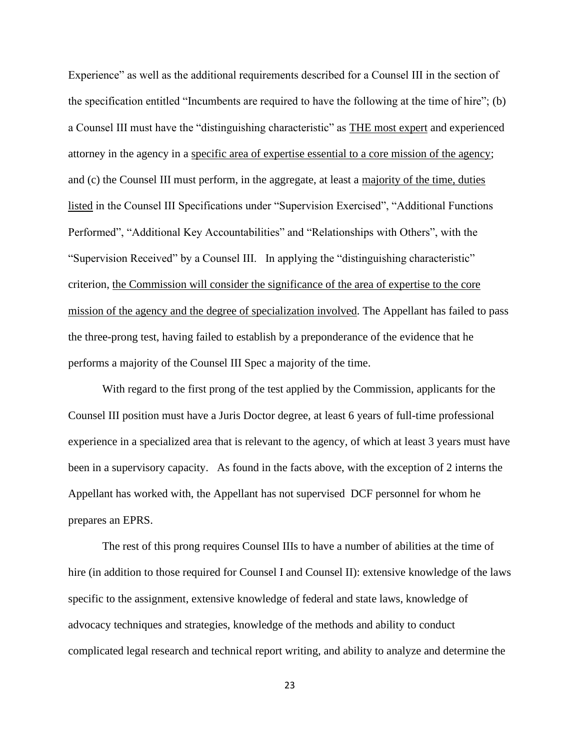Experience" as well as the additional requirements described for a Counsel III in the section of the specification entitled "Incumbents are required to have the following at the time of hire"; (b) a Counsel III must have the "distinguishing characteristic" as <u>THE most expert</u> and experienced attorney in the agency in a <u>specific area of expertise essential to a core mission of the agency</u>; and (c) the Counsel III must perform, in the aggregate, at least a <u>majority of the time, duties listed</u> in the Counsel III Specifications under "Supervision Exercised", "Additional Functions Performed", "Additional Key Accountabilities" and "Relationships with Others", with the "Supervision Received" by a Counsel III. In applying the "distinguishing characteristic" criterion, <u>the Commission will consider the significance of the area of expertise to the core mission of the agency and the degree of specialization involved</u>. The Appellant has failed to pass the three-prong test, having failed to establish by a preponderance of the evidence that he performs a majority of the Counsel III Spec a majority of the time.

With regard to the first prong of the test applied by the Commission, applicants for the Counsel III position must have a Juris Doctor degree, at least 6 years of full-time professional experience in a specialized area that is relevant to the agency, of which at least 3 years must have been in a supervisory capacity. As found in the facts above, with the exception of 2 interns the Appellant has worked with, the Appellant has not supervised DCF personnel for whom he prepares an EPRS.

The rest of this prong requires Counsel IIIs to have a number of abilities at the time of hire (in addition to those required for Counsel I and Counsel II): extensive knowledge of the laws specific to the assignment, extensive knowledge of federal and state laws, knowledge of advocacy techniques and strategies, knowledge of the methods and ability to conduct complicated legal research and technical report writing, and ability to analyze and determine the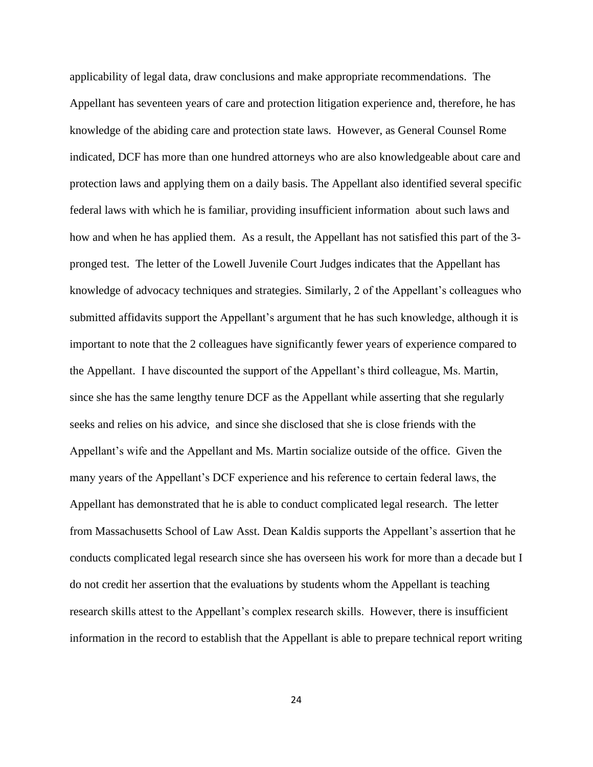applicability of legal data, draw conclusions and make appropriate recommendations. The Appellant has seventeen years of care and protection litigation experience and, therefore, he has knowledge of the abiding care and protection state laws. However, as General Counsel Rome indicated, DCF has more than one hundred attorneys who are also knowledgeable about care and protection laws and applying them on a daily basis. The Appellant also identified several specific federal laws with which he is familiar, providing insufficient information about such laws and how and when he has applied them. As a result, the Appellant has not satisfied this part of the 3-pronged test. The letter of the Lowell Juvenile Court Judges indicates that the Appellant has knowledge of advocacy techniques and strategies. Similarly, 2 of the Appellant's colleagues who submitted affidavits support the Appellant's argument that he has such knowledge, although it is important to note that the 2 colleagues have significantly fewer years of experience compared to the Appellant. I have discounted the support of the Appellant's third colleague, Ms. Martin, since she has the same lengthy tenure DCF as the Appellant while asserting that she regularly seeks and relies on his advice, and since she disclosed that she is close friends with the Appellant's wife and the Appellant and Ms. Martin socialize outside of the office. Given the many years of the Appellant's DCF experience and his reference to certain federal laws, the Appellant has demonstrated that he is able to conduct complicated legal research. The letter from Massachusetts School of Law Asst. Dean Kaldis supports the Appellant's assertion that he conducts complicated legal research since she has overseen his work for more than a decade but I do not credit her assertion that the evaluations by students whom the Appellant is teaching research skills attest to the Appellant's complex research skills. However, there is insufficient information in the record to establish that the Appellant is able to prepare technical report writing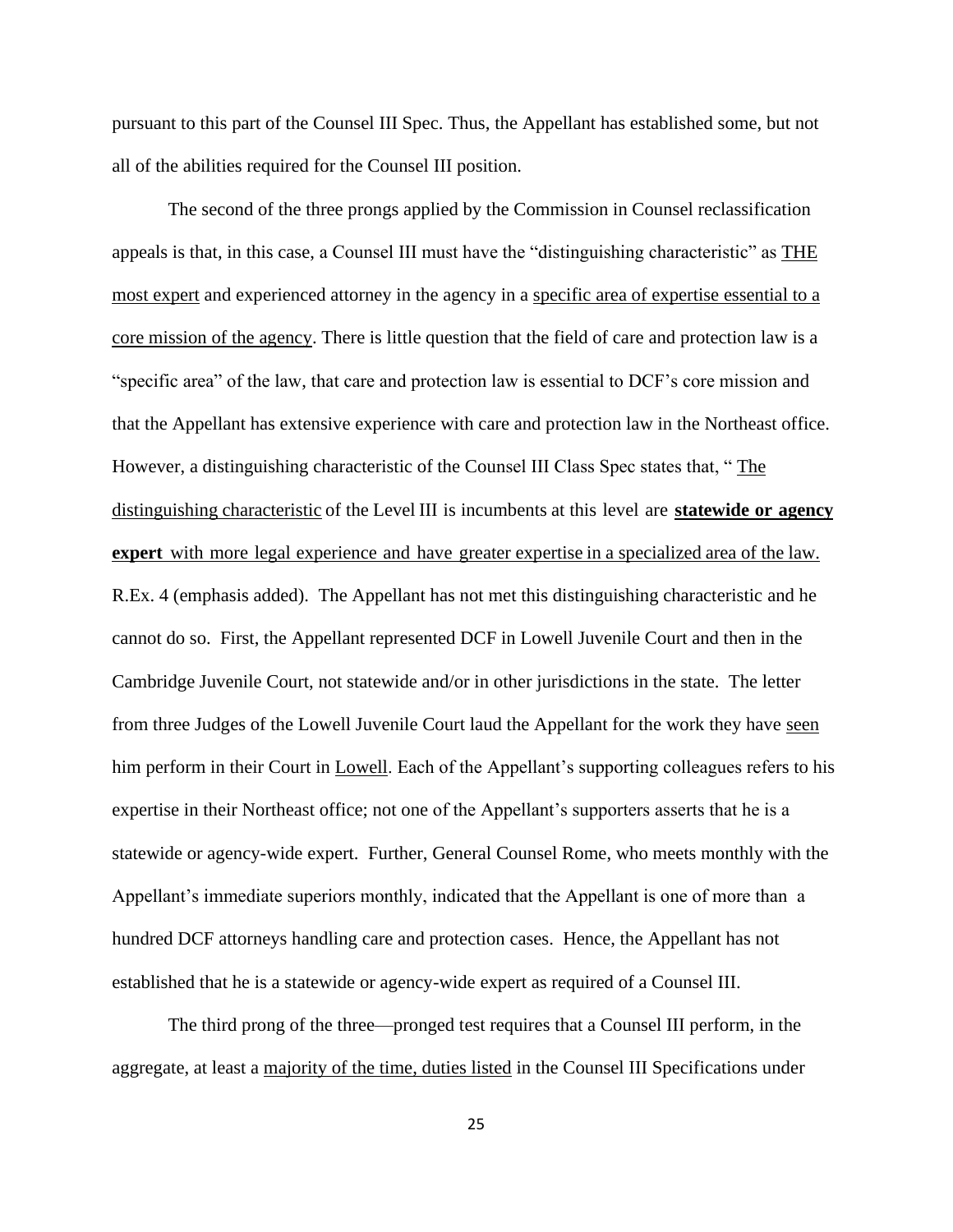pursuant to this part of the Counsel III Spec. Thus, the Appellant has established some, but not all of the abilities required for the Counsel III position.

The second of the three prongs applied by the Commission in Counsel reclassification appeals is that, in this case, a Counsel III must have the "distinguishing characteristic" as THE most expert and experienced attorney in the agency in a specific area of expertise essential to a core mission of the agency. There is little question that the field of care and protection law is a "specific area" of the law, that care and protection law is essential to DCF's core mission and that the Appellant has extensive experience with care and protection law in the Northeast office. However, a distinguishing characteristic of the Counsel III Class Spec states that, " The distinguishing characteristic of the Level III is incumbents at this level are **statewide or agency expert** with more legal experience and have greater expertise in a specialized area of the law. R.Ex. 4 (emphasis added). The Appellant has not met this distinguishing characteristic and he cannot do so. First, the Appellant represented DCF in Lowell Juvenile Court and then in the Cambridge Juvenile Court, not statewide and/or in other jurisdictions in the state. The letter from three Judges of the Lowell Juvenile Court laud the Appellant for the work they have seen him perform in their Court in Lowell. Each of the Appellant's supporting colleagues refers to his expertise in their Northeast office; not one of the Appellant's supporters asserts that he is a statewide or agency-wide expert. Further, General Counsel Rome, who meets monthly with the Appellant's immediate superiors monthly, indicated that the Appellant is one of more than a hundred DCF attorneys handling care and protection cases. Hence, the Appellant has not established that he is a statewide or agency-wide expert as required of a Counsel III.

The third prong of the three—pronged test requires that a Counsel III perform, in the aggregate, at least a majority of the time, duties listed in the Counsel III Specifications under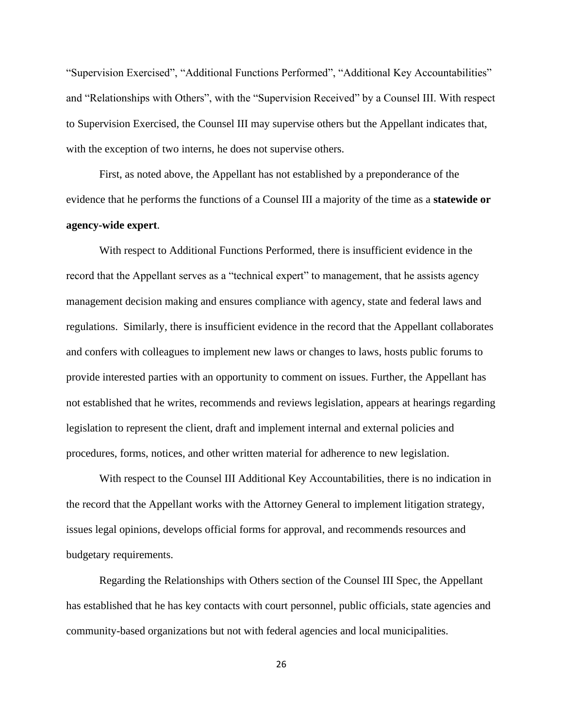"Supervision Exercised", "Additional Functions Performed", "Additional Key Accountabilities" and "Relationships with Others", with the "Supervision Received" by a Counsel III. With respect to Supervision Exercised, the Counsel III may supervise others but the Appellant indicates that, with the exception of two interns, he does not supervise others.

First, as noted above, the Appellant has not established by a preponderance of the evidence that he performs the functions of a Counsel III a majority of the time as a **statewide or agency-wide expert**.

With respect to Additional Functions Performed, there is insufficient evidence in the record that the Appellant serves as a "technical expert" to management, that he assists agency management decision making and ensures compliance with agency, state and federal laws and regulations. Similarly, there is insufficient evidence in the record that the Appellant collaborates and confers with colleagues to implement new laws or changes to laws, hosts public forums to provide interested parties with an opportunity to comment on issues. Further, the Appellant has not established that he writes, recommends and reviews legislation, appears at hearings regarding legislation to represent the client, draft and implement internal and external policies and procedures, forms, notices, and other written material for adherence to new legislation.

With respect to the Counsel III Additional Key Accountabilities, there is no indication in the record that the Appellant works with the Attorney General to implement litigation strategy, issues legal opinions, develops official forms for approval, and recommends resources and budgetary requirements.

Regarding the Relationships with Others section of the Counsel III Spec, the Appellant has established that he has key contacts with court personnel, public officials, state agencies and community-based organizations but not with federal agencies and local municipalities.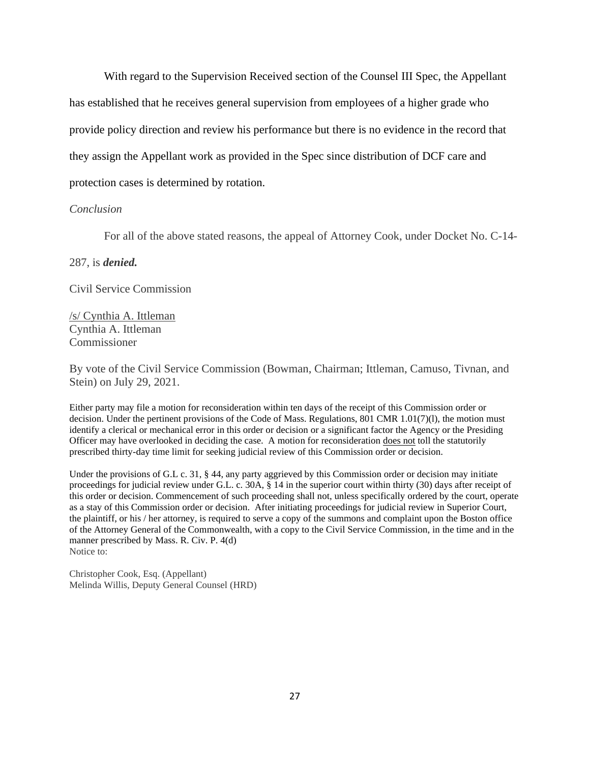With regard to the Supervision Received section of the Counsel III Spec, the Appellant has established that he receives general supervision from employees of a higher grade who provide policy direction and review his performance but there is no evidence in the record that they assign the Appellant work as provided in the Spec since distribution of DCF care and protection cases is determined by rotation.

*Conclusion*

For all of the above stated reasons, the appeal of Attorney Cook, under Docket No. C-14-287, is ***denied.***

Civil Service Commission

/s/ Cynthia A. Ittleman
Cynthia A. Ittleman
Commissioner

By vote of the Civil Service Commission (Bowman, Chairman; Ittleman, Camuso, Tivnan, and Stein) on July 29, 2021.

Either party may file a motion for reconsideration within ten days of the receipt of this Commission order or decision. Under the pertinent provisions of the Code of Mass. Regulations, 801 CMR 1.01(7)(l), the motion must identify a clerical or mechanical error in this order or decision or a significant factor the Agency or the Presiding Officer may have overlooked in deciding the case. A motion for reconsideration does not toll the statutorily prescribed thirty-day time limit for seeking judicial review of this Commission order or decision.

Under the provisions of G.L c. 31, § 44, any party aggrieved by this Commission order or decision may initiate proceedings for judicial review under G.L. c. 30A, § 14 in the superior court within thirty (30) days after receipt of this order or decision. Commencement of such proceeding shall not, unless specifically ordered by the court, operate as a stay of this Commission order or decision. After initiating proceedings for judicial review in Superior Court, the plaintiff, or his / her attorney, is required to serve a copy of the summons and complaint upon the Boston office of the Attorney General of the Commonwealth, with a copy to the Civil Service Commission, in the time and in the manner prescribed by Mass. R. Civ. P. 4(d)

Notice to:

Christopher Cook, Esq. (Appellant)
Melinda Willis, Deputy General Counsel (HRD)